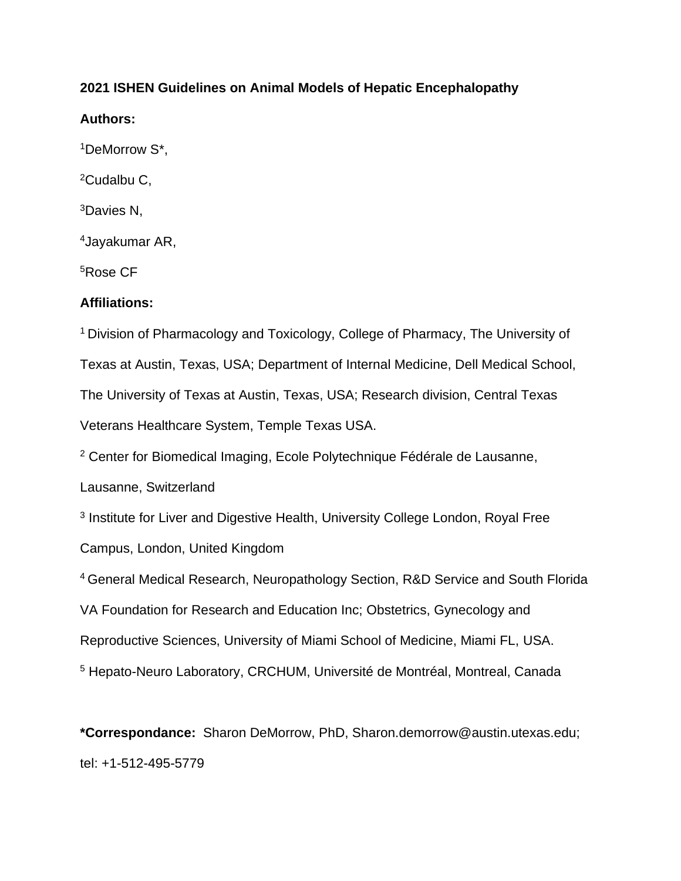# 2021 ISHEN Guidelines on Animal Models of Hepatic Encephalopathy

**Authors:**

[1]DeMorrow S*,

[2]Cudalbu C,

[3]Davies N,

[4]Jayakumar AR,

[5]Rose CF

**Affiliations:**

[1] Division of Pharmacology and Toxicology, College of Pharmacy, The University of Texas at Austin, Texas, USA; Department of Internal Medicine, Dell Medical School, The University of Texas at Austin, Texas, USA; Research division, Central Texas Veterans Healthcare System, Temple Texas USA.

[2] Center for Biomedical Imaging, Ecole Polytechnique Fédérale de Lausanne, Lausanne, Switzerland

[3] Institute for Liver and Digestive Health, University College London, Royal Free Campus, London, United Kingdom

[4] General Medical Research, Neuropathology Section, R&D Service and South Florida VA Foundation for Research and Education Inc; Obstetrics, Gynecology and Reproductive Sciences, University of Miami School of Medicine, Miami FL, USA.

[5] Hepato-Neuro Laboratory, CRCHUM, Université de Montréal, Montreal, Canada

**\*Correspondance:** Sharon DeMorrow, PhD, Sharon.demorrow@austin.utexas.edu; tel: +1-512-495-5779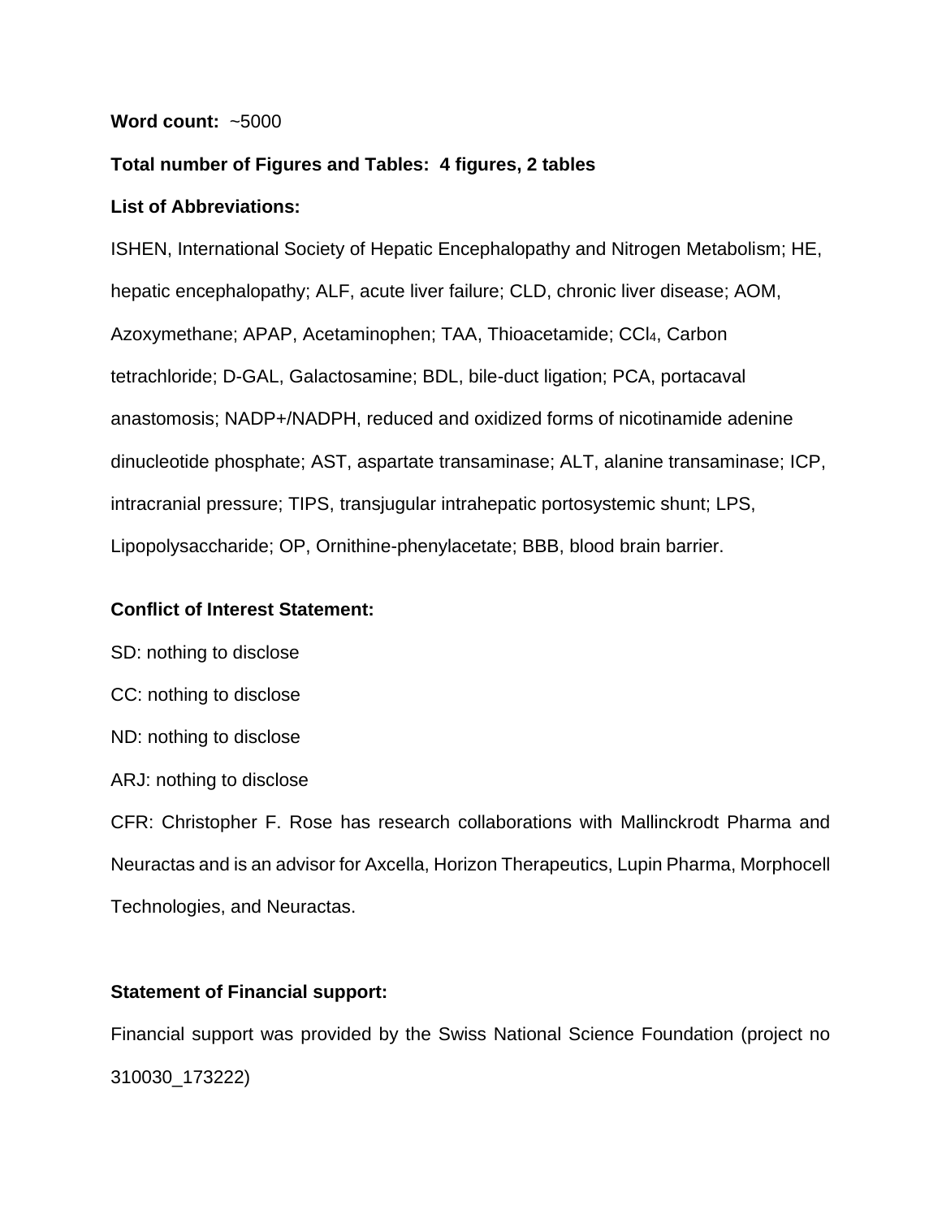**Word count:** ~5000

**Total number of Figures and Tables: 4 figures, 2 tables**

**List of Abbreviations:**

ISHEN, International Society of Hepatic Encephalopathy and Nitrogen Metabolism; HE, hepatic encephalopathy; ALF, acute liver failure; CLD, chronic liver disease; AOM, Azoxymethane; APAP, Acetaminophen; TAA, Thioacetamide; $CCl_4$, Carbon tetrachloride; D-GAL, Galactosamine; BDL, bile-duct ligation; PCA, portacaval anastomosis; NADP+/NADPH, reduced and oxidized forms of nicotinamide adenine dinucleotide phosphate; AST, aspartate transaminase; ALT, alanine transaminase; ICP, intracranial pressure; TIPS, transjugular intrahepatic portosystemic shunt; LPS, Lipopolysaccharide; OP, Ornithine-phenylacetate; BBB, blood brain barrier.

**Conflict of Interest Statement:**

SD: nothing to disclose

CC: nothing to disclose

ND: nothing to disclose

ARJ: nothing to disclose

CFR: Christopher F. Rose has research collaborations with Mallinckrodt Pharma and Neuractas and is an advisor for Axcella, Horizon Therapeutics, Lupin Pharma, Morphocell Technologies, and Neuractas.

**Statement of Financial support:**

Financial support was provided by the Swiss National Science Foundation (project no 310030_173222)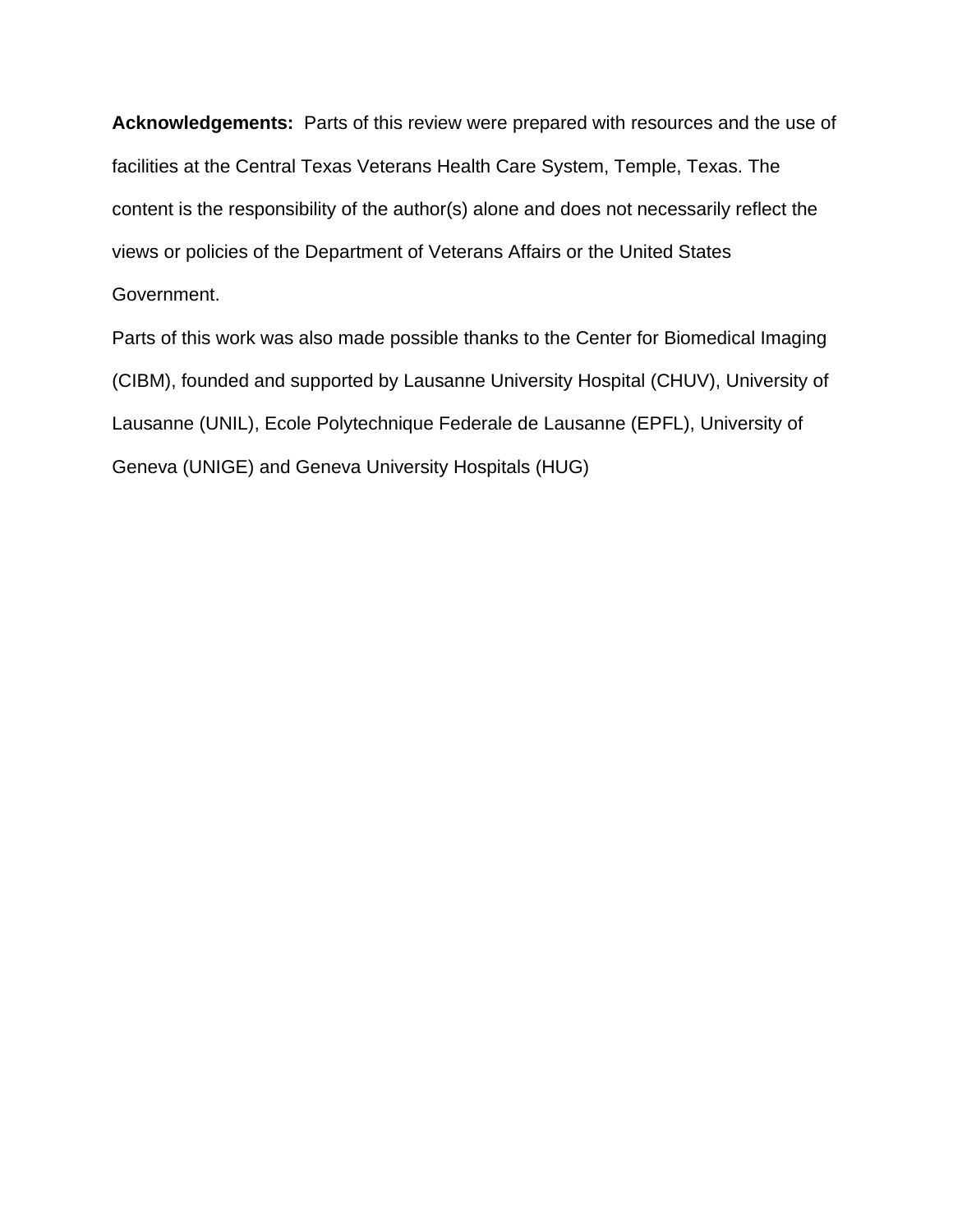**Acknowledgements:** Parts of this review were prepared with resources and the use of facilities at the Central Texas Veterans Health Care System, Temple, Texas. The content is the responsibility of the author(s) alone and does not necessarily reflect the views or policies of the Department of Veterans Affairs or the United States Government.

Parts of this work was also made possible thanks to the Center for Biomedical Imaging (CIBM), founded and supported by Lausanne University Hospital (CHUV), University of Lausanne (UNIL), Ecole Polytechnique Federale de Lausanne (EPFL), University of Geneva (UNIGE) and Geneva University Hospitals (HUG)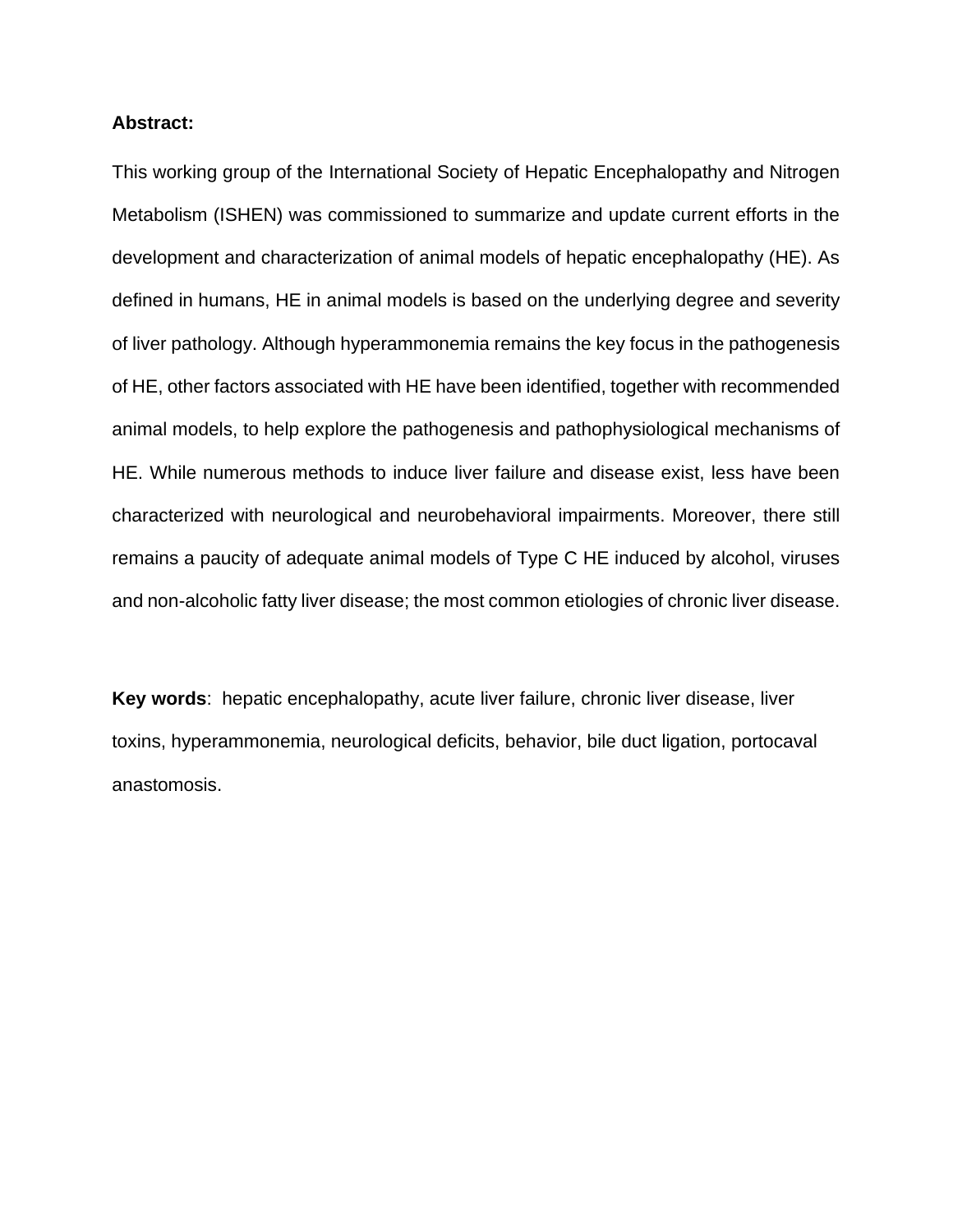**Abstract:**

This working group of the International Society of Hepatic Encephalopathy and Nitrogen Metabolism (ISHEN) was commissioned to summarize and update current efforts in the development and characterization of animal models of hepatic encephalopathy (HE). As defined in humans, HE in animal models is based on the underlying degree and severity of liver pathology. Although hyperammonemia remains the key focus in the pathogenesis of HE, other factors associated with HE have been identified, together with recommended animal models, to help explore the pathogenesis and pathophysiological mechanisms of HE. While numerous methods to induce liver failure and disease exist, less have been characterized with neurological and neurobehavioral impairments. Moreover, there still remains a paucity of adequate animal models of Type C HE induced by alcohol, viruses and non-alcoholic fatty liver disease; the most common etiologies of chronic liver disease.

**Key words**: hepatic encephalopathy, acute liver failure, chronic liver disease, liver toxins, hyperammonemia, neurological deficits, behavior, bile duct ligation, portocaval anastomosis.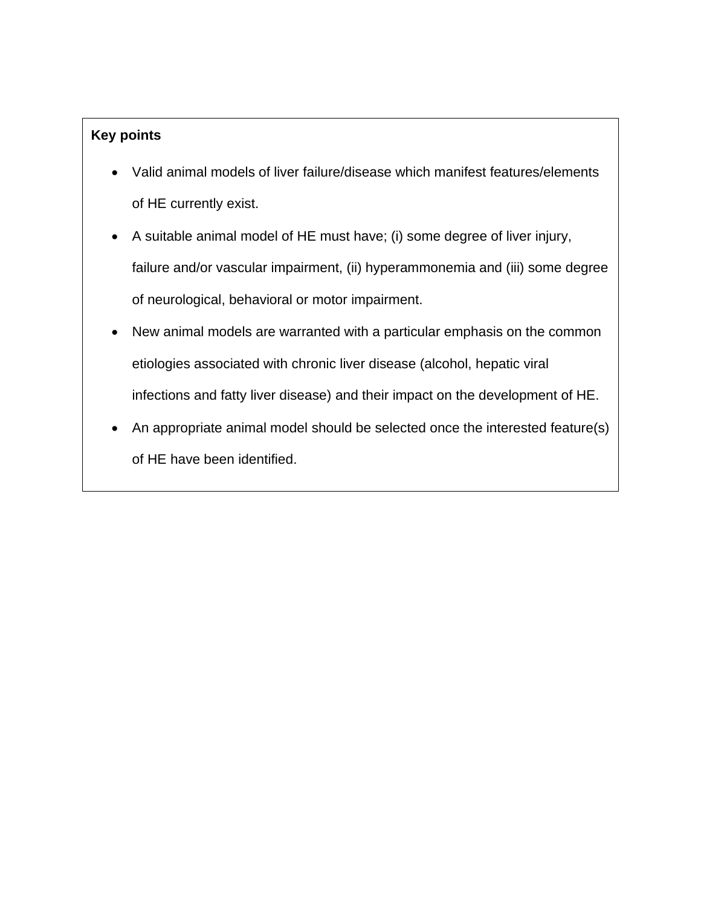**Key points**

- Valid animal models of liver failure/disease which manifest features/elements of HE currently exist.
- A suitable animal model of HE must have; (i) some degree of liver injury, failure and/or vascular impairment, (ii) hyperammonemia and (iii) some degree of neurological, behavioral or motor impairment.
- New animal models are warranted with a particular emphasis on the common etiologies associated with chronic liver disease (alcohol, hepatic viral infections and fatty liver disease) and their impact on the development of HE.
- An appropriate animal model should be selected once the interested feature(s) of HE have been identified.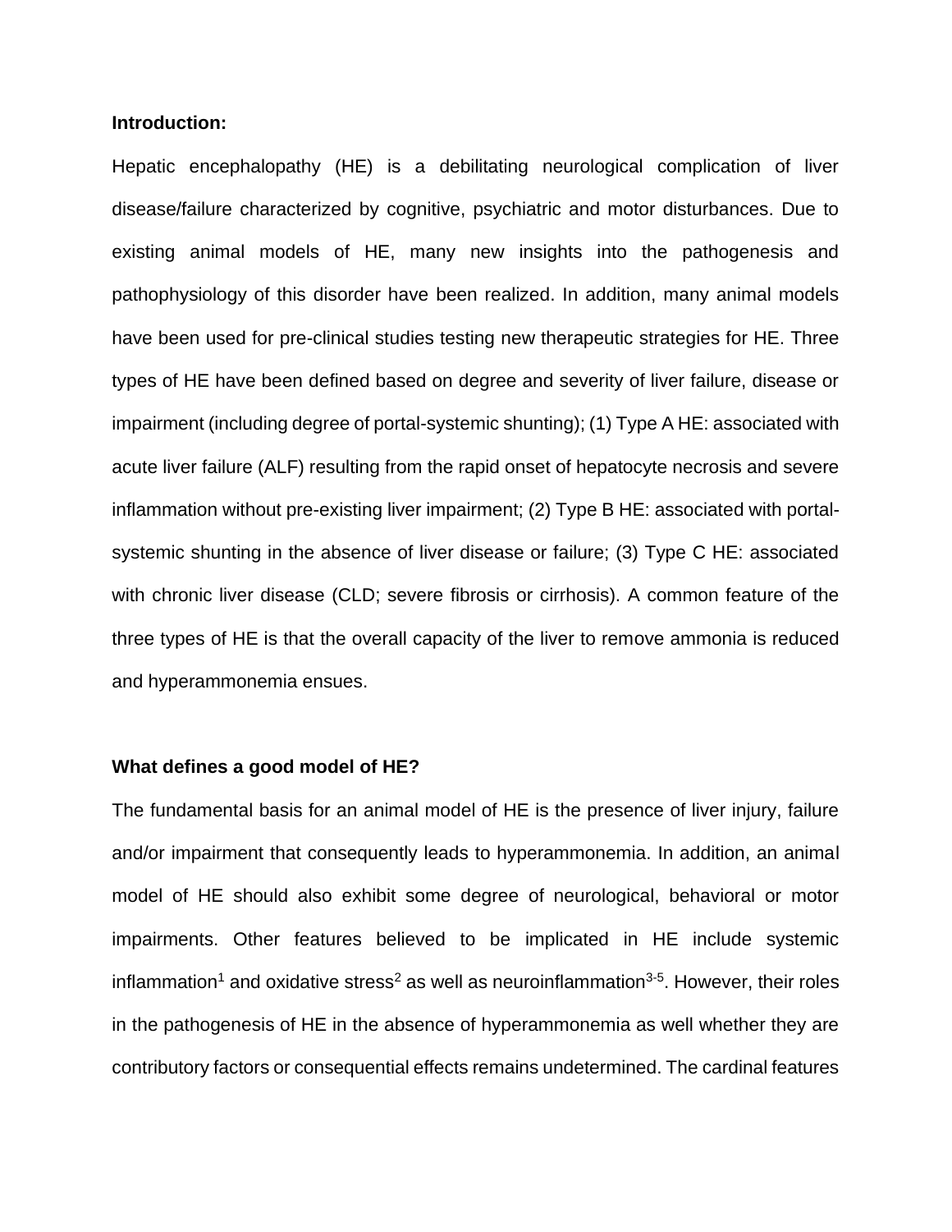**Introduction:**

Hepatic encephalopathy (HE) is a debilitating neurological complication of liver disease/failure characterized by cognitive, psychiatric and motor disturbances. Due to existing animal models of HE, many new insights into the pathogenesis and pathophysiology of this disorder have been realized. In addition, many animal models have been used for pre-clinical studies testing new therapeutic strategies for HE. Three types of HE have been defined based on degree and severity of liver failure, disease or impairment (including degree of portal-systemic shunting); (1) Type A HE: associated with acute liver failure (ALF) resulting from the rapid onset of hepatocyte necrosis and severe inflammation without pre-existing liver impairment; (2) Type B HE: associated with portal-systemic shunting in the absence of liver disease or failure; (3) Type C HE: associated with chronic liver disease (CLD; severe fibrosis or cirrhosis). A common feature of the three types of HE is that the overall capacity of the liver to remove ammonia is reduced and hyperammonemia ensues.

**What defines a good model of HE?**

The fundamental basis for an animal model of HE is the presence of liver injury, failure and/or impairment that consequently leads to hyperammonemia. In addition, an animal model of HE should also exhibit some degree of neurological, behavioral or motor impairments. Other features believed to be implicated in HE include systemic inflammation[1] and oxidative stress[2] as well as neuroinflammation[3-5]. However, their roles in the pathogenesis of HE in the absence of hyperammonemia as well whether they are contributory factors or consequential effects remains undetermined. The cardinal features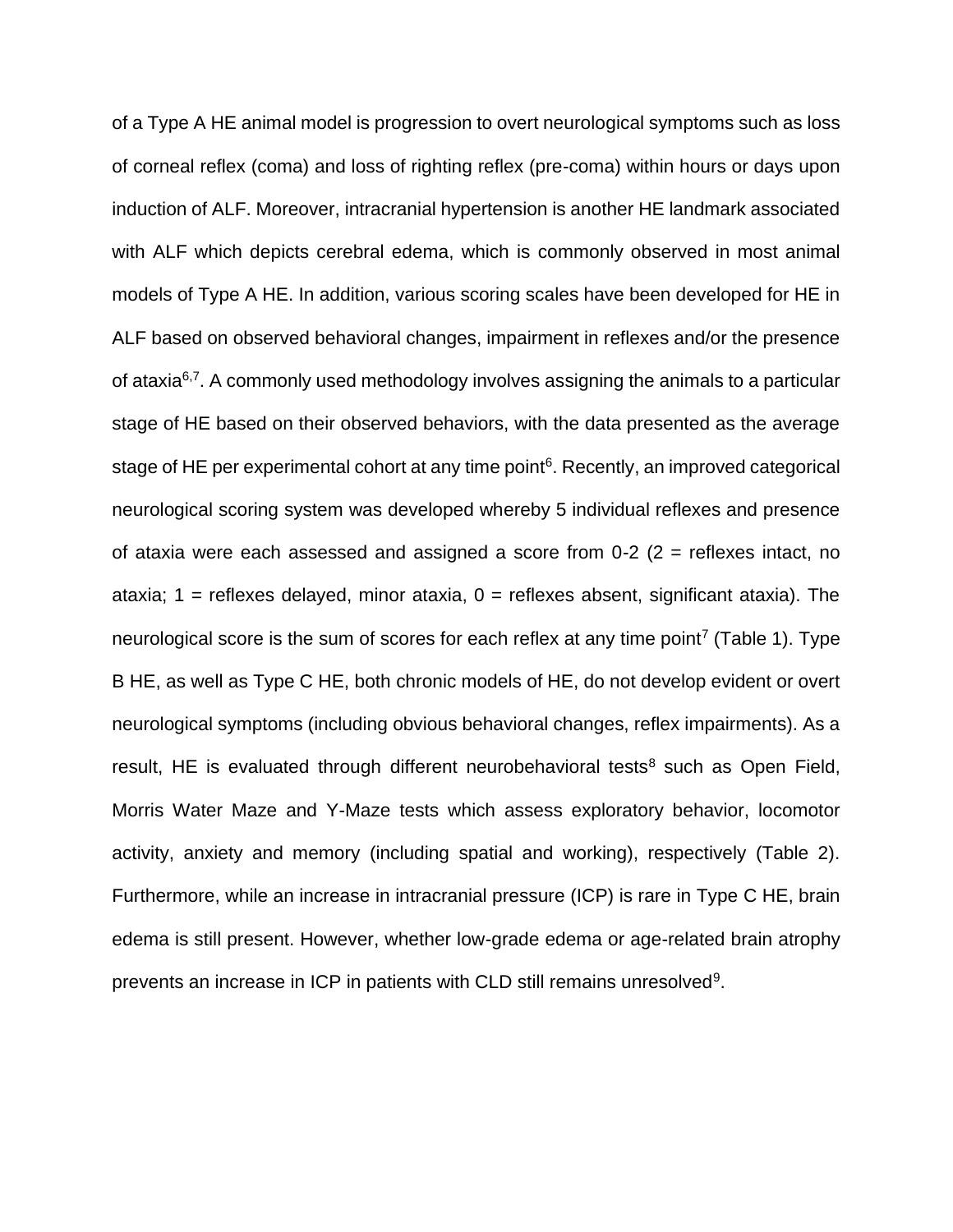of a Type A HE animal model is progression to overt neurological symptoms such as loss of corneal reflex (coma) and loss of righting reflex (pre-coma) within hours or days upon induction of ALF. Moreover, intracranial hypertension is another HE landmark associated with ALF which depicts cerebral edema, which is commonly observed in most animal models of Type A HE. In addition, various scoring scales have been developed for HE in ALF based on observed behavioral changes, impairment in reflexes and/or the presence of ataxia[6,7]. A commonly used methodology involves assigning the animals to a particular stage of HE based on their observed behaviors, with the data presented as the average stage of HE per experimental cohort at any time point[6]. Recently, an improved categorical neurological scoring system was developed whereby 5 individual reflexes and presence of ataxia were each assessed and assigned a score from 0-2 (2 = reflexes intact, no ataxia; 1 = reflexes delayed, minor ataxia, 0 = reflexes absent, significant ataxia). The neurological score is the sum of scores for each reflex at any time point[7] (Table 1). Type B HE, as well as Type C HE, both chronic models of HE, do not develop evident or overt neurological symptoms (including obvious behavioral changes, reflex impairments). As a result, HE is evaluated through different neurobehavioral tests[8] such as Open Field, Morris Water Maze and Y-Maze tests which assess exploratory behavior, locomotor activity, anxiety and memory (including spatial and working), respectively (Table 2). Furthermore, while an increase in intracranial pressure (ICP) is rare in Type C HE, brain edema is still present. However, whether low-grade edema or age-related brain atrophy prevents an increase in ICP in patients with CLD still remains unresolved[9].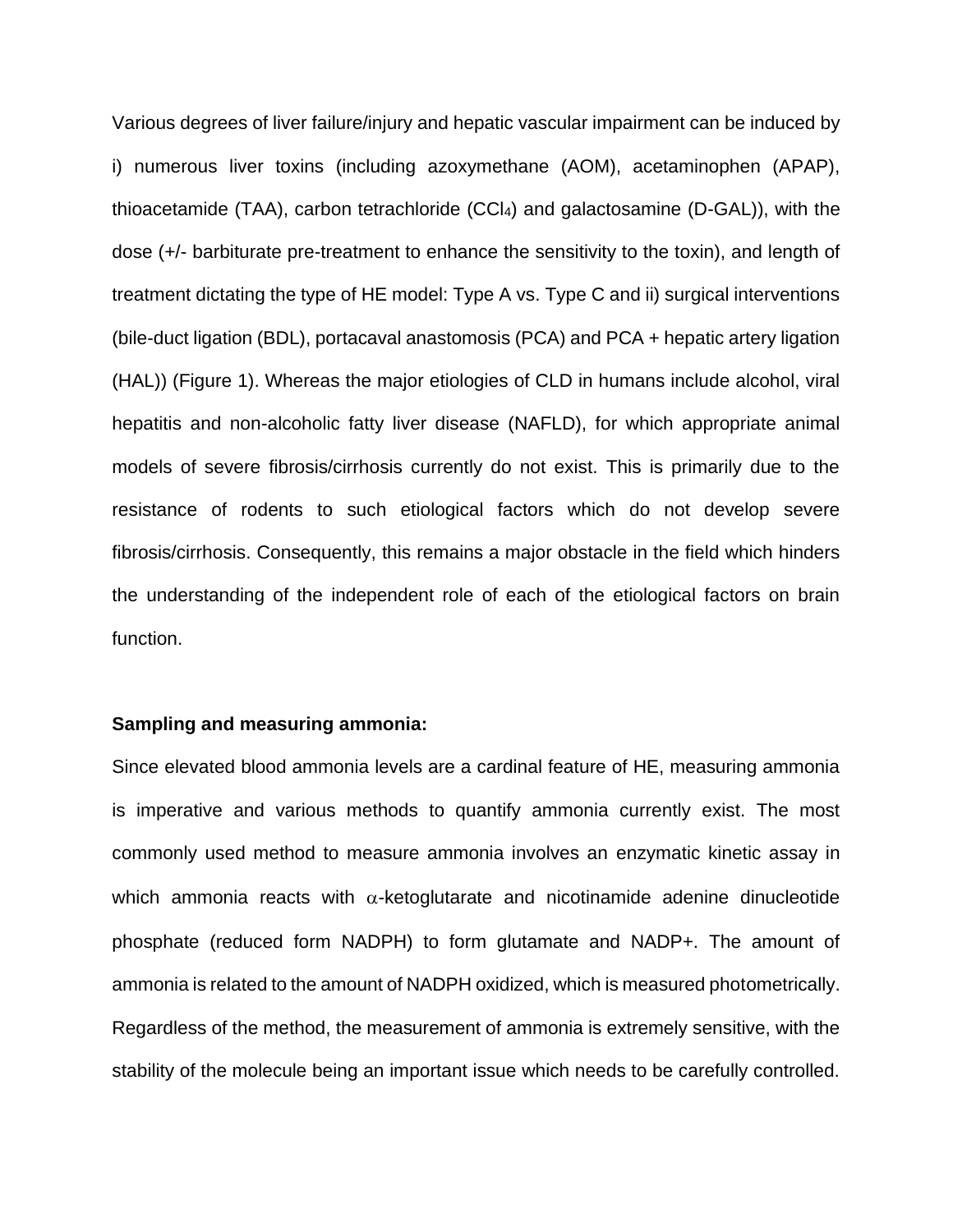Various degrees of liver failure/injury and hepatic vascular impairment can be induced by i) numerous liver toxins (including azoxymethane (AOM), acetaminophen (APAP), thioacetamide (TAA), carbon tetrachloride ($CCl_4$) and galactosamine (D-GAL)), with the dose (+/- barbiturate pre-treatment to enhance the sensitivity to the toxin), and length of treatment dictating the type of HE model: Type A vs. Type C and ii) surgical interventions (bile-duct ligation (BDL), portacaval anastomosis (PCA) and PCA + hepatic artery ligation (HAL)) (Figure 1). Whereas the major etiologies of CLD in humans include alcohol, viral hepatitis and non-alcoholic fatty liver disease (NAFLD), for which appropriate animal models of severe fibrosis/cirrhosis currently do not exist. This is primarily due to the resistance of rodents to such etiological factors which do not develop severe fibrosis/cirrhosis. Consequently, this remains a major obstacle in the field which hinders the understanding of the independent role of each of the etiological factors on brain function.

**Sampling and measuring ammonia:**

Since elevated blood ammonia levels are a cardinal feature of HE, measuring ammonia is imperative and various methods to quantify ammonia currently exist. The most commonly used method to measure ammonia involves an enzymatic kinetic assay in which ammonia reacts with $\alpha$-ketoglutarate and nicotinamide adenine dinucleotide phosphate (reduced form NADPH) to form glutamate and NADP+. The amount of ammonia is related to the amount of NADPH oxidized, which is measured photometrically. Regardless of the method, the measurement of ammonia is extremely sensitive, with the stability of the molecule being an important issue which needs to be carefully controlled.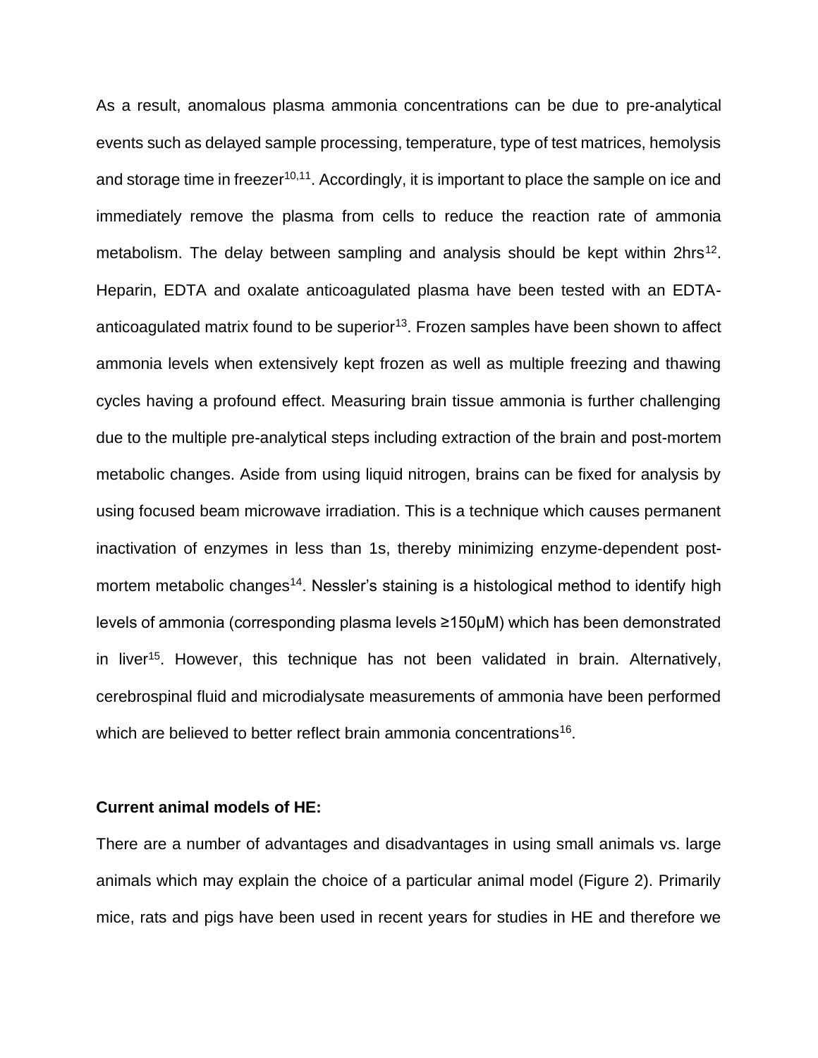As a result, anomalous plasma ammonia concentrations can be due to pre-analytical events such as delayed sample processing, temperature, type of test matrices, hemolysis and storage time in freezer[10,11]. Accordingly, it is important to place the sample on ice and immediately remove the plasma from cells to reduce the reaction rate of ammonia metabolism. The delay between sampling and analysis should be kept within 2hrs[12]. Heparin, EDTA and oxalate anticoagulated plasma have been tested with an EDTA-anticoagulated matrix found to be superior[13]. Frozen samples have been shown to affect ammonia levels when extensively kept frozen as well as multiple freezing and thawing cycles having a profound effect. Measuring brain tissue ammonia is further challenging due to the multiple pre-analytical steps including extraction of the brain and post-mortem metabolic changes. Aside from using liquid nitrogen, brains can be fixed for analysis by using focused beam microwave irradiation. This is a technique which causes permanent inactivation of enzymes in less than 1s, thereby minimizing enzyme-dependent post-mortem metabolic changes[14]. Nessler's staining is a histological method to identify high levels of ammonia (corresponding plasma levels ≥150μM) which has been demonstrated in liver[15]. However, this technique has not been validated in brain. Alternatively, cerebrospinal fluid and microdialysate measurements of ammonia have been performed which are believed to better reflect brain ammonia concentrations[16].

**Current animal models of HE:**

There are a number of advantages and disadvantages in using small animals vs. large animals which may explain the choice of a particular animal model (Figure 2). Primarily mice, rats and pigs have been used in recent years for studies in HE and therefore we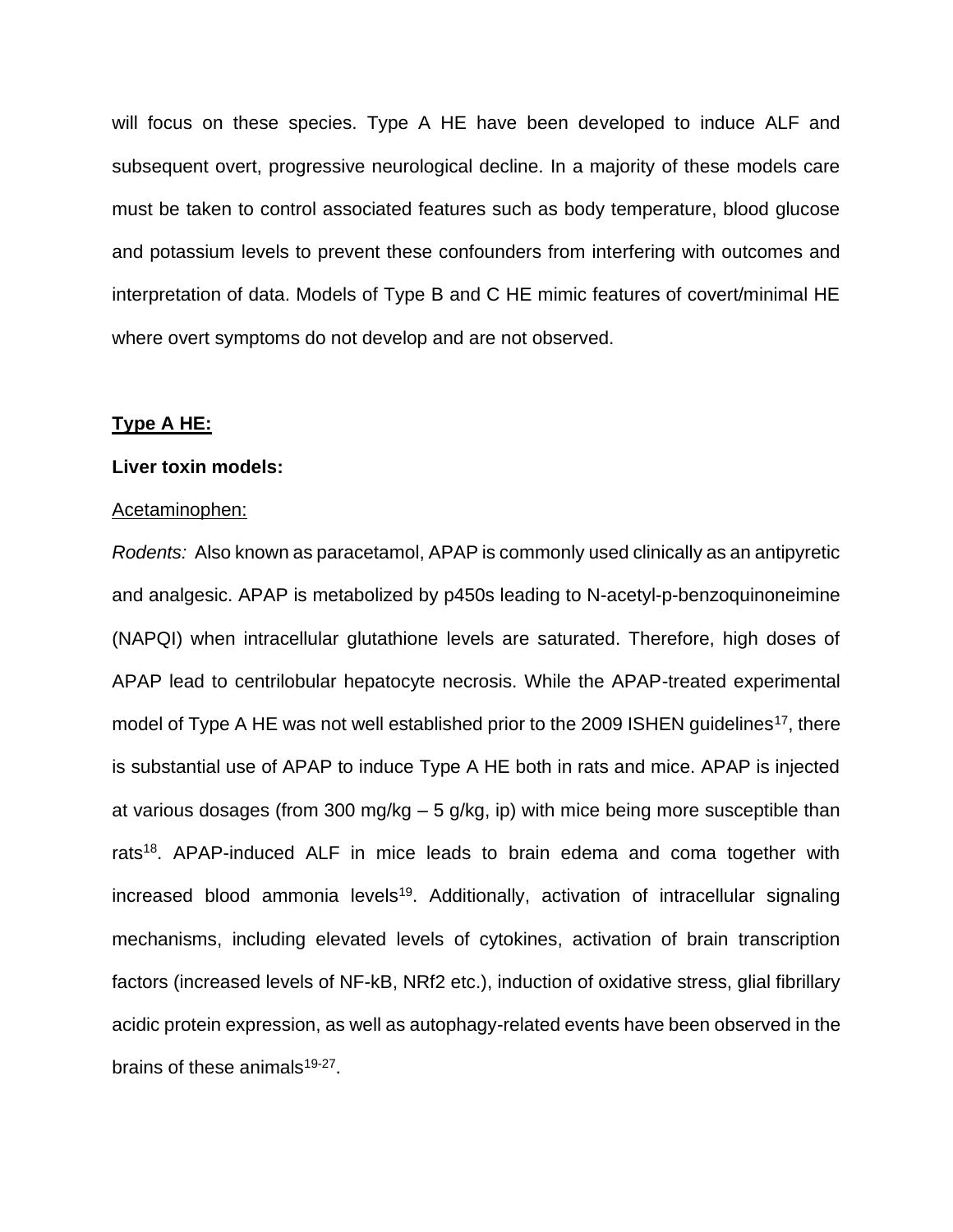will focus on these species. Type A HE have been developed to induce ALF and subsequent overt, progressive neurological decline. In a majority of these models care must be taken to control associated features such as body temperature, blood glucose and potassium levels to prevent these confounders from interfering with outcomes and interpretation of data. Models of Type B and C HE mimic features of covert/minimal HE where overt symptoms do not develop and are not observed.

## Type A HE:

### Liver toxin models:

Acetaminophen:

*Rodents:* Also known as paracetamol, APAP is commonly used clinically as an antipyretic and analgesic. APAP is metabolized by p450s leading to N-acetyl-p-benzoquinoneimine (NAPQI) when intracellular glutathione levels are saturated. Therefore, high doses of APAP lead to centrilobular hepatocyte necrosis. While the APAP-treated experimental model of Type A HE was not well established prior to the 2009 ISHEN guidelines[17], there is substantial use of APAP to induce Type A HE both in rats and mice. APAP is injected at various dosages (from 300 mg/kg – 5 g/kg, ip) with mice being more susceptible than rats[18]. APAP-induced ALF in mice leads to brain edema and coma together with increased blood ammonia levels[19]. Additionally, activation of intracellular signaling mechanisms, including elevated levels of cytokines, activation of brain transcription factors (increased levels of NF-kB, NRf2 etc.), induction of oxidative stress, glial fibrillary acidic protein expression, as well as autophagy-related events have been observed in the brains of these animals[19-27].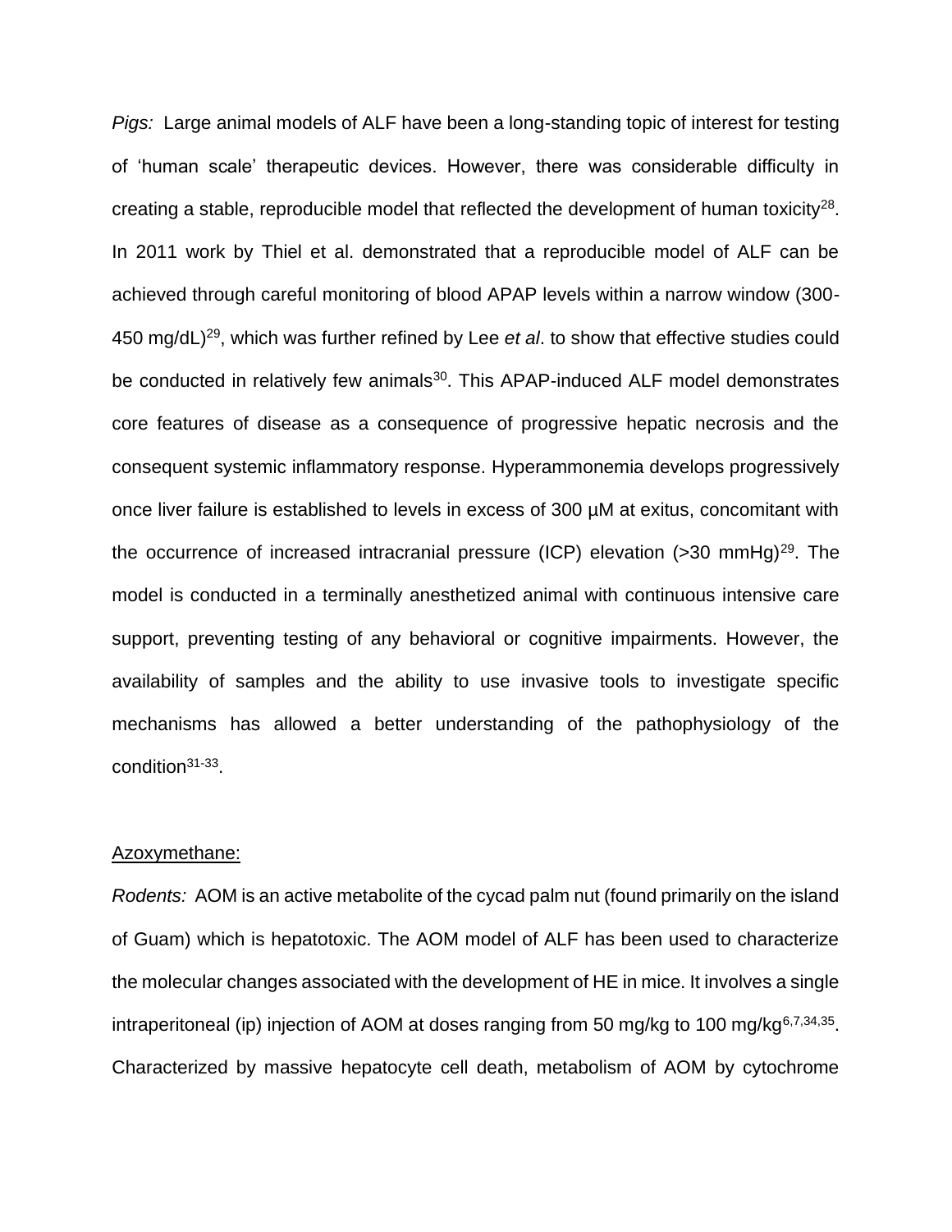*Pigs:* Large animal models of ALF have been a long-standing topic of interest for testing of 'human scale' therapeutic devices. However, there was considerable difficulty in creating a stable, reproducible model that reflected the development of human toxicity[28]. In 2011 work by Thiel et al. demonstrated that a reproducible model of ALF can be achieved through careful monitoring of blood APAP levels within a narrow window (300-450 mg/dL)[29], which was further refined by Lee *et al*. to show that effective studies could be conducted in relatively few animals[30]. This APAP-induced ALF model demonstrates core features of disease as a consequence of progressive hepatic necrosis and the consequent systemic inflammatory response. Hyperammonemia develops progressively once liver failure is established to levels in excess of 300 µM at exitus, concomitant with the occurrence of increased intracranial pressure (ICP) elevation (>30 mmHg)[29]. The model is conducted in a terminally anesthetized animal with continuous intensive care support, preventing testing of any behavioral or cognitive impairments. However, the availability of samples and the ability to use invasive tools to investigate specific mechanisms has allowed a better understanding of the pathophysiology of the condition[31-33].

<u>Azoxymethane:</u>

*Rodents:* AOM is an active metabolite of the cycad palm nut (found primarily on the island of Guam) which is hepatotoxic. The AOM model of ALF has been used to characterize the molecular changes associated with the development of HE in mice. It involves a single intraperitoneal (ip) injection of AOM at doses ranging from 50 mg/kg to 100 mg/kg[6,7,34,35]. Characterized by massive hepatocyte cell death, metabolism of AOM by cytochrome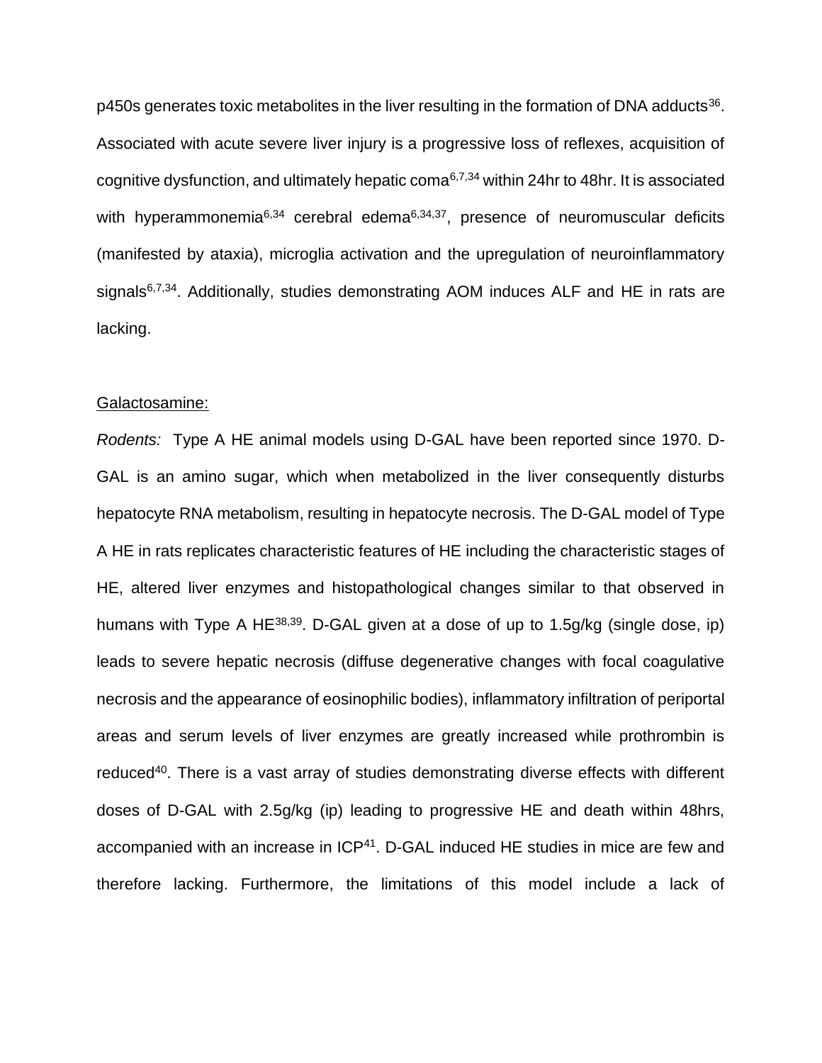p450s generates toxic metabolites in the liver resulting in the formation of DNA adducts[36]. Associated with acute severe liver injury is a progressive loss of reflexes, acquisition of cognitive dysfunction, and ultimately hepatic coma[6,7,34] within 24hr to 48hr. It is associated with hyperammonemia[6,34] cerebral edema[6,34,37], presence of neuromuscular deficits (manifested by ataxia), microglia activation and the upregulation of neuroinflammatory signals[6,7,34]. Additionally, studies demonstrating AOM induces ALF and HE in rats are lacking.

Galactosamine:

*Rodents:* Type A HE animal models using D-GAL have been reported since 1970. D-GAL is an amino sugar, which when metabolized in the liver consequently disturbs hepatocyte RNA metabolism, resulting in hepatocyte necrosis. The D-GAL model of Type A HE in rats replicates characteristic features of HE including the characteristic stages of HE, altered liver enzymes and histopathological changes similar to that observed in humans with Type A HE[38,39]. D-GAL given at a dose of up to 1.5g/kg (single dose, ip) leads to severe hepatic necrosis (diffuse degenerative changes with focal coagulative necrosis and the appearance of eosinophilic bodies), inflammatory infiltration of periportal areas and serum levels of liver enzymes are greatly increased while prothrombin is reduced[40]. There is a vast array of studies demonstrating diverse effects with different doses of D-GAL with 2.5g/kg (ip) leading to progressive HE and death within 48hrs, accompanied with an increase in ICP[41]. D-GAL induced HE studies in mice are few and therefore lacking. Furthermore, the limitations of this model include a lack of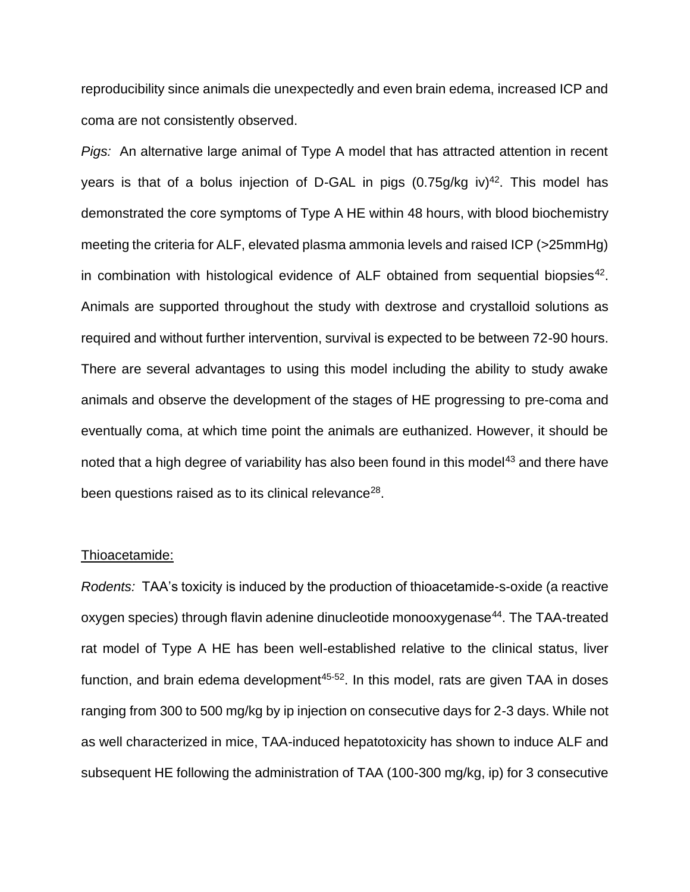reproducibility since animals die unexpectedly and even brain edema, increased ICP and coma are not consistently observed.

*Pigs:* An alternative large animal of Type A model that has attracted attention in recent years is that of a bolus injection of D-GAL in pigs (0.75g/kg iv)[42]. This model has demonstrated the core symptoms of Type A HE within 48 hours, with blood biochemistry meeting the criteria for ALF, elevated plasma ammonia levels and raised ICP (>25mmHg) in combination with histological evidence of ALF obtained from sequential biopsies[42]. Animals are supported throughout the study with dextrose and crystalloid solutions as required and without further intervention, survival is expected to be between 72-90 hours. There are several advantages to using this model including the ability to study awake animals and observe the development of the stages of HE progressing to pre-coma and eventually coma, at which time point the animals are euthanized. However, it should be noted that a high degree of variability has also been found in this model[43] and there have been questions raised as to its clinical relevance[28].

<u>Thioacetamide:</u>

*Rodents:* TAA's toxicity is induced by the production of thioacetamide-s-oxide (a reactive oxygen species) through flavin adenine dinucleotide monooxygenase[44]. The TAA-treated rat model of Type A HE has been well-established relative to the clinical status, liver function, and brain edema development[45-52]. In this model, rats are given TAA in doses ranging from 300 to 500 mg/kg by ip injection on consecutive days for 2-3 days. While not as well characterized in mice, TAA-induced hepatotoxicity has shown to induce ALF and subsequent HE following the administration of TAA (100-300 mg/kg, ip) for 3 consecutive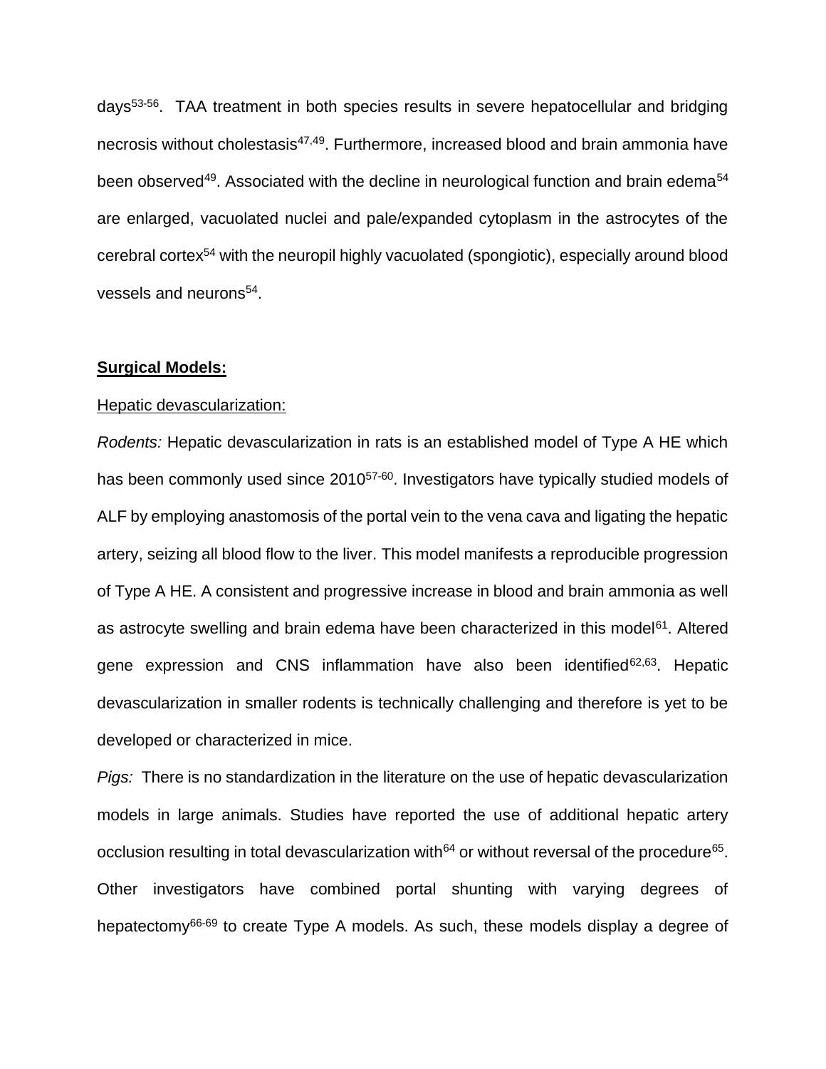days[53-56]. TAA treatment in both species results in severe hepatocellular and bridging necrosis without cholestasis[47,49]. Furthermore, increased blood and brain ammonia have been observed[49]. Associated with the decline in neurological function and brain edema[54] are enlarged, vacuolated nuclei and pale/expanded cytoplasm in the astrocytes of the cerebral cortex[54] with the neuropil highly vacuolated (spongiotic), especially around blood vessels and neurons[54].

**Surgical Models:**

Hepatic devascularization:

*Rodents:* Hepatic devascularization in rats is an established model of Type A HE which has been commonly used since 2010[57-60]. Investigators have typically studied models of ALF by employing anastomosis of the portal vein to the vena cava and ligating the hepatic artery, seizing all blood flow to the liver. This model manifests a reproducible progression of Type A HE. A consistent and progressive increase in blood and brain ammonia as well as astrocyte swelling and brain edema have been characterized in this model[61]. Altered gene expression and CNS inflammation have also been identified[62,63]. Hepatic devascularization in smaller rodents is technically challenging and therefore is yet to be developed or characterized in mice.

*Pigs:* There is no standardization in the literature on the use of hepatic devascularization models in large animals. Studies have reported the use of additional hepatic artery occlusion resulting in total devascularization with[64] or without reversal of the procedure[65]. Other investigators have combined portal shunting with varying degrees of hepatectomy[66-69] to create Type A models. As such, these models display a degree of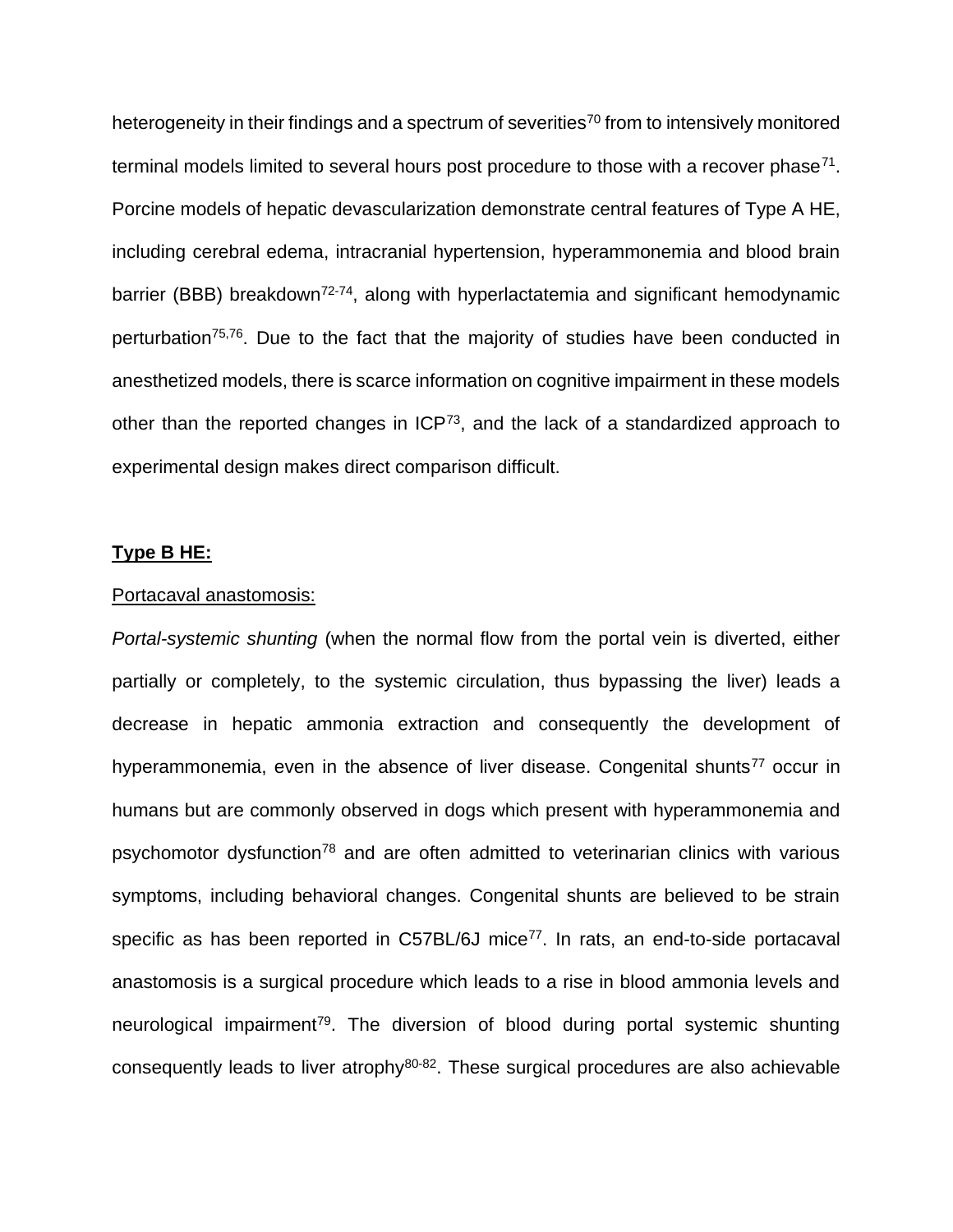heterogeneity in their findings and a spectrum of severities[70] from to intensively monitored terminal models limited to several hours post procedure to those with a recover phase[71]. Porcine models of hepatic devascularization demonstrate central features of Type A HE, including cerebral edema, intracranial hypertension, hyperammonemia and blood brain barrier (BBB) breakdown[72-74], along with hyperlactatemia and significant hemodynamic perturbation[75,76]. Due to the fact that the majority of studies have been conducted in anesthetized models, there is scarce information on cognitive impairment in these models other than the reported changes in ICP[73], and the lack of a standardized approach to experimental design makes direct comparison difficult.

**Type B HE:**

Portacaval anastomosis:

*Portal-systemic shunting* (when the normal flow from the portal vein is diverted, either partially or completely, to the systemic circulation, thus bypassing the liver) leads a decrease in hepatic ammonia extraction and consequently the development of hyperammonemia, even in the absence of liver disease. Congenital shunts[77] occur in humans but are commonly observed in dogs which present with hyperammonemia and psychomotor dysfunction[78] and are often admitted to veterinarian clinics with various symptoms, including behavioral changes. Congenital shunts are believed to be strain specific as has been reported in C57BL/6J mice[77]. In rats, an end-to-side portacaval anastomosis is a surgical procedure which leads to a rise in blood ammonia levels and neurological impairment[79]. The diversion of blood during portal systemic shunting consequently leads to liver atrophy[80-82]. These surgical procedures are also achievable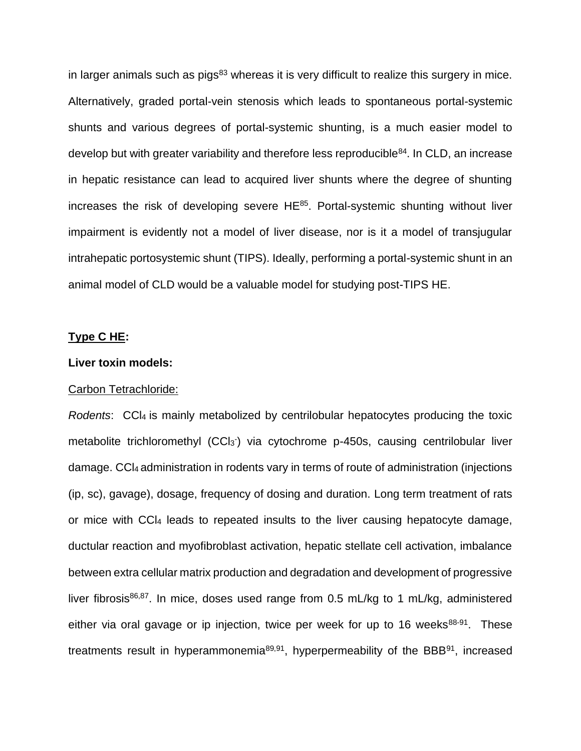in larger animals such as pigs[83] whereas it is very difficult to realize this surgery in mice. Alternatively, graded portal-vein stenosis which leads to spontaneous portal-systemic shunts and various degrees of portal-systemic shunting, is a much easier model to develop but with greater variability and therefore less reproducible[84]. In CLD, an increase in hepatic resistance can lead to acquired liver shunts where the degree of shunting increases the risk of developing severe HE[85]. Portal-systemic shunting without liver impairment is evidently not a model of liver disease, nor is it a model of transjugular intrahepatic portosystemic shunt (TIPS). Ideally, performing a portal-systemic shunt in an animal model of CLD would be a valuable model for studying post-TIPS HE.

**Type C HE:**

**Liver toxin models:**

Carbon Tetrachloride:

*Rodents*: $CCl_4$ is mainly metabolized by centrilobular hepatocytes producing the toxic metabolite trichloromethyl ($CCl_3^-$) via cytochrome p-450s, causing centrilobular liver damage. $CCl_4$ administration in rodents vary in terms of route of administration (injections (ip, sc), gavage), dosage, frequency of dosing and duration. Long term treatment of rats or mice with $CCl_4$ leads to repeated insults to the liver causing hepatocyte damage, ductular reaction and myofibroblast activation, hepatic stellate cell activation, imbalance between extra cellular matrix production and degradation and development of progressive liver fibrosis[86,87]. In mice, doses used range from 0.5 mL/kg to 1 mL/kg, administered either via oral gavage or ip injection, twice per week for up to 16 weeks[88-91]. These treatments result in hyperammonemia[89,91], hyperpermeability of the BBB[91], increased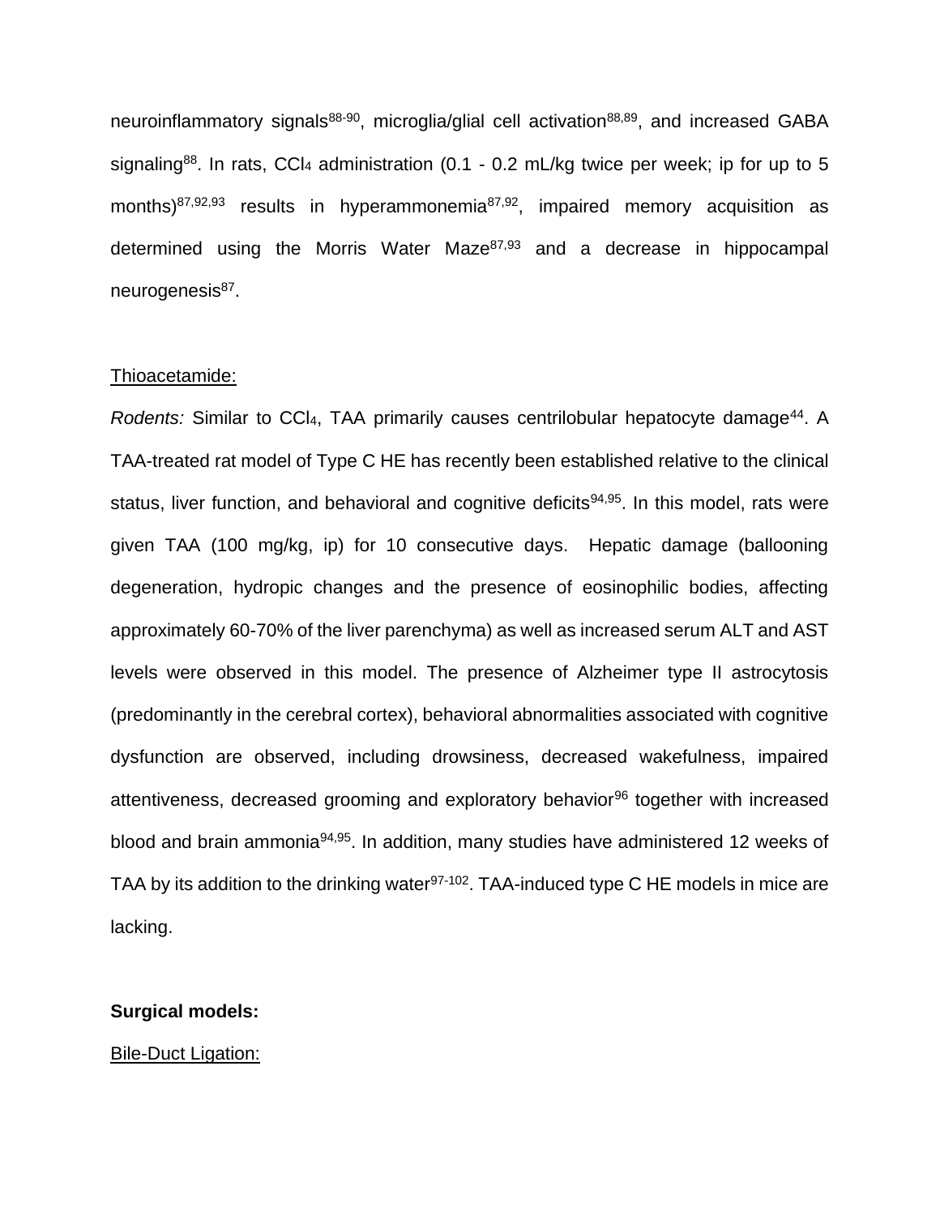neuroinflammatory signals[88-90], microglia/glial cell activation[88,89], and increased GABA signaling[88]. In rats, $CCl_4$ administration (0.1 - 0.2 mL/kg twice per week; ip for up to 5 months)[87,92,93] results in hyperammonemia[87,92], impaired memory acquisition as determined using the Morris Water Maze[87,93] and a decrease in hippocampal neurogenesis[87].

Thioacetamide:

*Rodents:* Similar to $CCl_4$, TAA primarily causes centrilobular hepatocyte damage[44]. A TAA-treated rat model of Type C HE has recently been established relative to the clinical status, liver function, and behavioral and cognitive deficits[94,95]. In this model, rats were given TAA (100 mg/kg, ip) for 10 consecutive days. Hepatic damage (ballooning degeneration, hydropic changes and the presence of eosinophilic bodies, affecting approximately 60-70% of the liver parenchyma) as well as increased serum ALT and AST levels were observed in this model. The presence of Alzheimer type II astrocytosis (predominantly in the cerebral cortex), behavioral abnormalities associated with cognitive dysfunction are observed, including drowsiness, decreased wakefulness, impaired attentiveness, decreased grooming and exploratory behavior[96] together with increased blood and brain ammonia[94,95]. In addition, many studies have administered 12 weeks of TAA by its addition to the drinking water[97-102]. TAA-induced type C HE models in mice are lacking.

**Surgical models:**

Bile-Duct Ligation: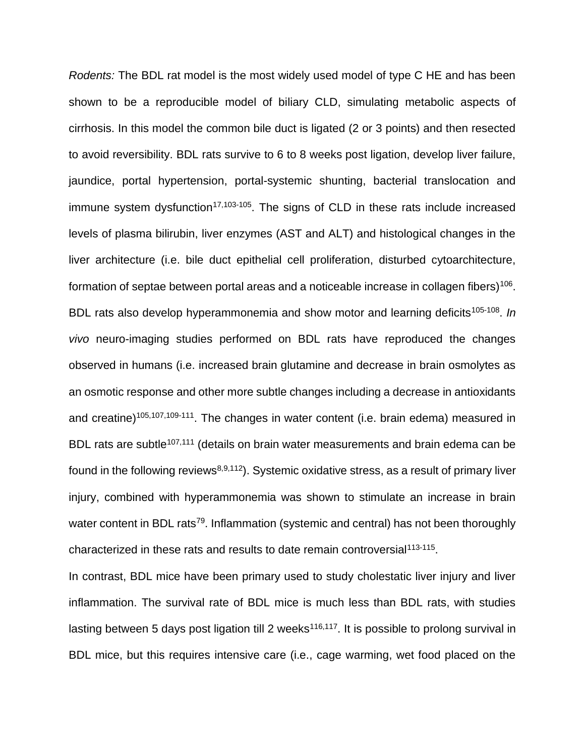*Rodents:* The BDL rat model is the most widely used model of type C HE and has been shown to be a reproducible model of biliary CLD, simulating metabolic aspects of cirrhosis. In this model the common bile duct is ligated (2 or 3 points) and then resected to avoid reversibility. BDL rats survive to 6 to 8 weeks post ligation, develop liver failure, jaundice, portal hypertension, portal-systemic shunting, bacterial translocation and immune system dysfunction[17,103-105]. The signs of CLD in these rats include increased levels of plasma bilirubin, liver enzymes (AST and ALT) and histological changes in the liver architecture (i.e. bile duct epithelial cell proliferation, disturbed cytoarchitecture, formation of septae between portal areas and a noticeable increase in collagen fibers)[106]. BDL rats also develop hyperammonemia and show motor and learning deficits[105-108]. *In vivo* neuro-imaging studies performed on BDL rats have reproduced the changes observed in humans (i.e. increased brain glutamine and decrease in brain osmolytes as an osmotic response and other more subtle changes including a decrease in antioxidants and creatine)[105,107,109-111]. The changes in water content (i.e. brain edema) measured in BDL rats are subtle[107,111] (details on brain water measurements and brain edema can be found in the following reviews[8,9,112]). Systemic oxidative stress, as a result of primary liver injury, combined with hyperammonemia was shown to stimulate an increase in brain water content in BDL rats[79]. Inflammation (systemic and central) has not been thoroughly characterized in these rats and results to date remain controversial[113-115].

In contrast, BDL mice have been primary used to study cholestatic liver injury and liver inflammation. The survival rate of BDL mice is much less than BDL rats, with studies lasting between 5 days post ligation till 2 weeks[116,117]. It is possible to prolong survival in BDL mice, but this requires intensive care (i.e., cage warming, wet food placed on the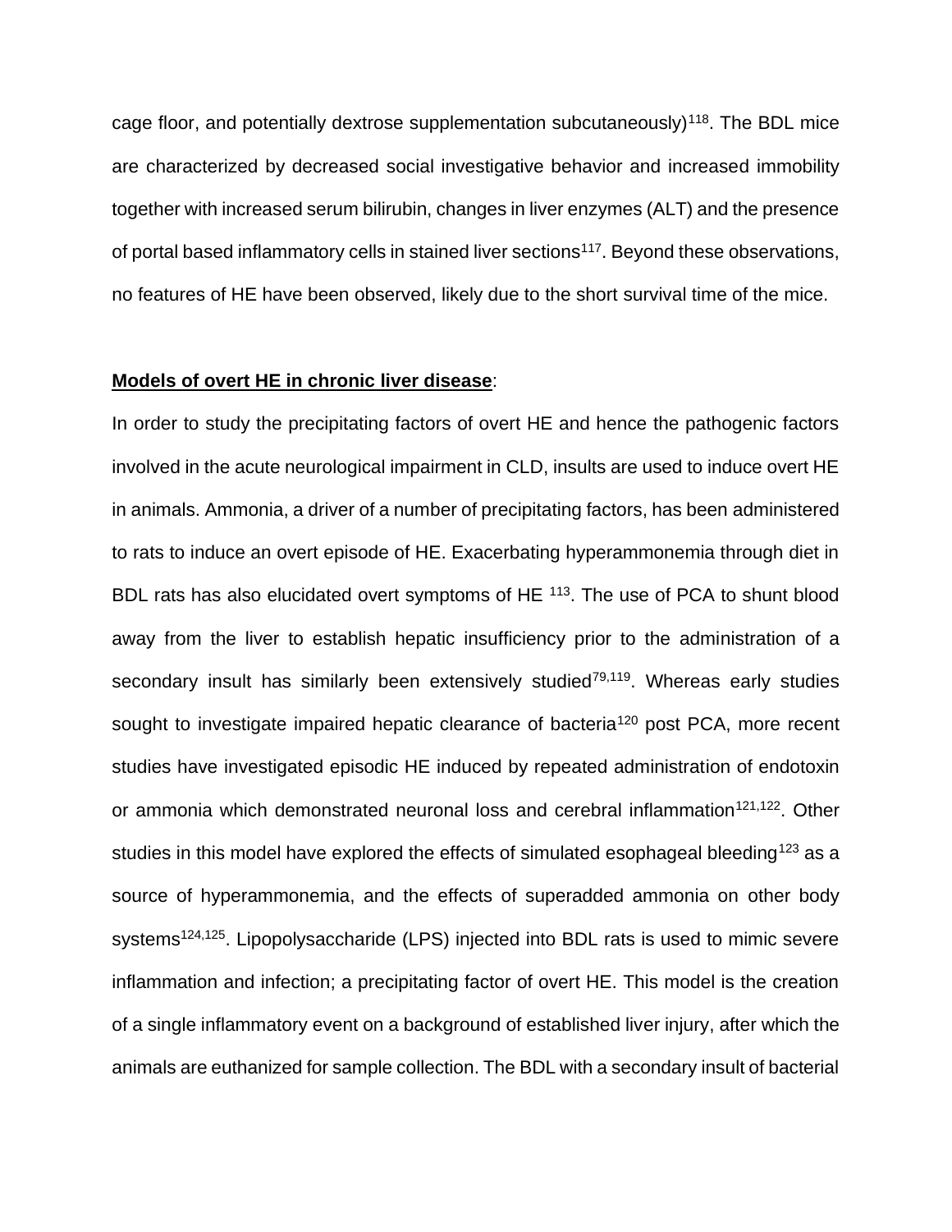cage floor, and potentially dextrose supplementation subcutaneously)[118]. The BDL mice are characterized by decreased social investigative behavior and increased immobility together with increased serum bilirubin, changes in liver enzymes (ALT) and the presence of portal based inflammatory cells in stained liver sections[117]. Beyond these observations, no features of HE have been observed, likely due to the short survival time of the mice.

**Models of overt HE in chronic liver disease**:

In order to study the precipitating factors of overt HE and hence the pathogenic factors involved in the acute neurological impairment in CLD, insults are used to induce overt HE in animals. Ammonia, a driver of a number of precipitating factors, has been administered to rats to induce an overt episode of HE. Exacerbating hyperammonemia through diet in BDL rats has also elucidated overt symptoms of HE [113]. The use of PCA to shunt blood away from the liver to establish hepatic insufficiency prior to the administration of a secondary insult has similarly been extensively studied[79,119]. Whereas early studies sought to investigate impaired hepatic clearance of bacteria[120] post PCA, more recent studies have investigated episodic HE induced by repeated administration of endotoxin or ammonia which demonstrated neuronal loss and cerebral inflammation[121,122]. Other studies in this model have explored the effects of simulated esophageal bleeding[123] as a source of hyperammonemia, and the effects of superadded ammonia on other body systems[124,125]. Lipopolysaccharide (LPS) injected into BDL rats is used to mimic severe inflammation and infection; a precipitating factor of overt HE. This model is the creation of a single inflammatory event on a background of established liver injury, after which the animals are euthanized for sample collection. The BDL with a secondary insult of bacterial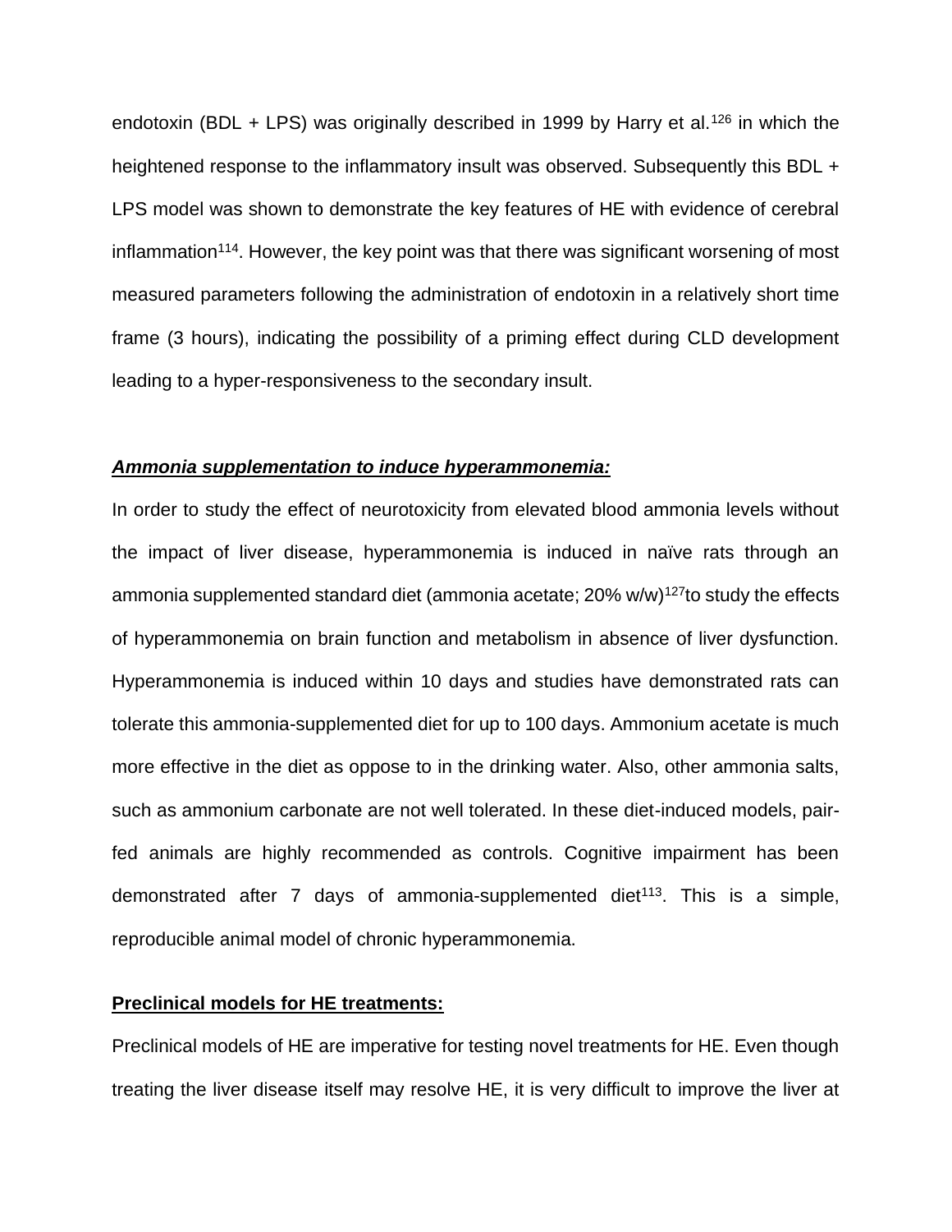endotoxin (BDL + LPS) was originally described in 1999 by Harry et al.[126] in which the heightened response to the inflammatory insult was observed. Subsequently this BDL + LPS model was shown to demonstrate the key features of HE with evidence of cerebral inflammation[114]. However, the key point was that there was significant worsening of most measured parameters following the administration of endotoxin in a relatively short time frame (3 hours), indicating the possibility of a priming effect during CLD development leading to a hyper-responsiveness to the secondary insult.

***Ammonia supplementation to induce hyperammonemia:***

In order to study the effect of neurotoxicity from elevated blood ammonia levels without the impact of liver disease, hyperammonemia is induced in naïve rats through an ammonia supplemented standard diet (ammonia acetate; 20% w/w)[127]to study the effects of hyperammonemia on brain function and metabolism in absence of liver dysfunction. Hyperammonemia is induced within 10 days and studies have demonstrated rats can tolerate this ammonia-supplemented diet for up to 100 days. Ammonium acetate is much more effective in the diet as oppose to in the drinking water. Also, other ammonia salts, such as ammonium carbonate are not well tolerated. In these diet-induced models, pair-fed animals are highly recommended as controls. Cognitive impairment has been demonstrated after 7 days of ammonia-supplemented diet[113]. This is a simple, reproducible animal model of chronic hyperammonemia.

**Preclinical models for HE treatments:**

Preclinical models of HE are imperative for testing novel treatments for HE. Even though treating the liver disease itself may resolve HE, it is very difficult to improve the liver at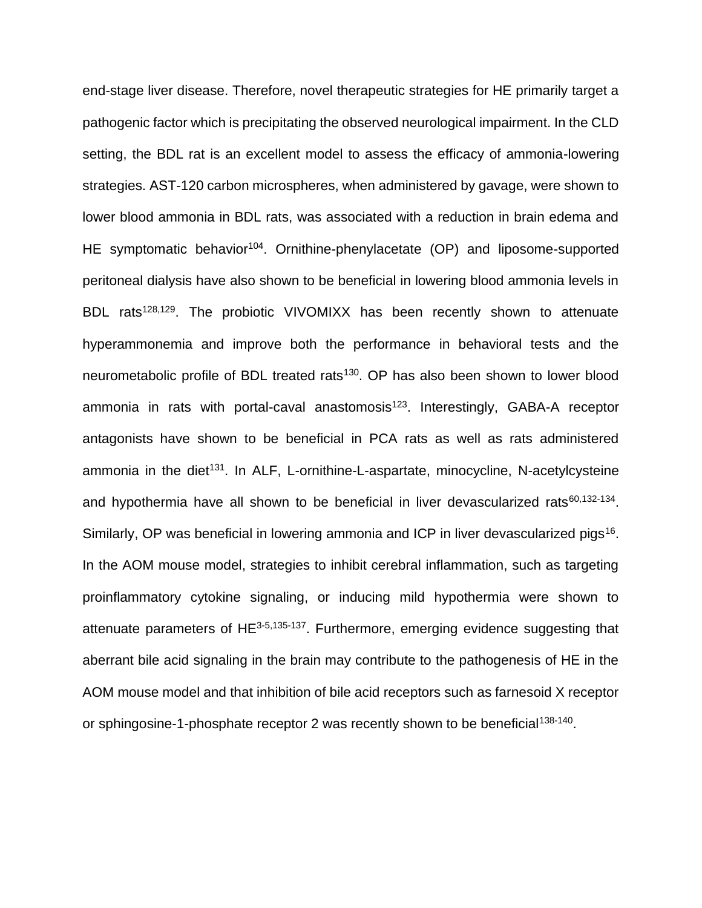end-stage liver disease. Therefore, novel therapeutic strategies for HE primarily target a pathogenic factor which is precipitating the observed neurological impairment. In the CLD setting, the BDL rat is an excellent model to assess the efficacy of ammonia-lowering strategies. AST-120 carbon microspheres, when administered by gavage, were shown to lower blood ammonia in BDL rats, was associated with a reduction in brain edema and HE symptomatic behavior[104]. Ornithine-phenylacetate (OP) and liposome-supported peritoneal dialysis have also shown to be beneficial in lowering blood ammonia levels in BDL rats[128,129]. The probiotic VIVOMIXX has been recently shown to attenuate hyperammonemia and improve both the performance in behavioral tests and the neurometabolic profile of BDL treated rats[130]. OP has also been shown to lower blood ammonia in rats with portal-caval anastomosis[123]. Interestingly, GABA-A receptor antagonists have shown to be beneficial in PCA rats as well as rats administered ammonia in the diet[131]. In ALF, L-ornithine-L-aspartate, minocycline, N-acetylcysteine and hypothermia have all shown to be beneficial in liver devascularized rats[60,132-134]. Similarly, OP was beneficial in lowering ammonia and ICP in liver devascularized pigs[16]. In the AOM mouse model, strategies to inhibit cerebral inflammation, such as targeting proinflammatory cytokine signaling, or inducing mild hypothermia were shown to attenuate parameters of HE[3-5,135-137]. Furthermore, emerging evidence suggesting that aberrant bile acid signaling in the brain may contribute to the pathogenesis of HE in the AOM mouse model and that inhibition of bile acid receptors such as farnesoid X receptor or sphingosine-1-phosphate receptor 2 was recently shown to be beneficial[138-140].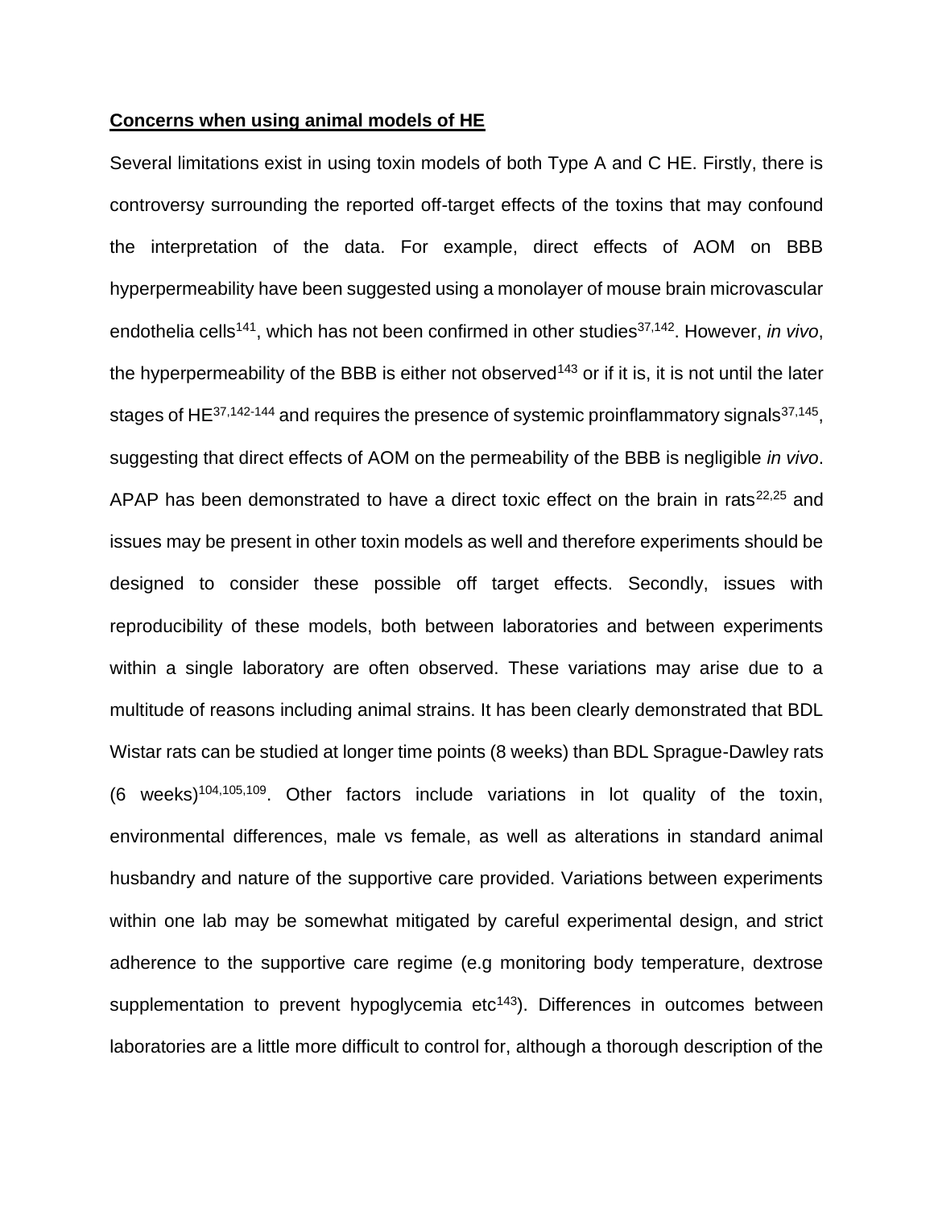**Concerns when using animal models of HE**

Several limitations exist in using toxin models of both Type A and C HE. Firstly, there is controversy surrounding the reported off-target effects of the toxins that may confound the interpretation of the data. For example, direct effects of AOM on BBB hyperpermeability have been suggested using a monolayer of mouse brain microvascular endothelia cells[141], which has not been confirmed in other studies[37,142]. However, *in vivo*, the hyperpermeability of the BBB is either not observed[143] or if it is, it is not until the later stages of HE[37,142-144] and requires the presence of systemic proinflammatory signals[37,145], suggesting that direct effects of AOM on the permeability of the BBB is negligible *in vivo*. APAP has been demonstrated to have a direct toxic effect on the brain in rats[22,25] and issues may be present in other toxin models as well and therefore experiments should be designed to consider these possible off target effects. Secondly, issues with reproducibility of these models, both between laboratories and between experiments within a single laboratory are often observed. These variations may arise due to a multitude of reasons including animal strains. It has been clearly demonstrated that BDL Wistar rats can be studied at longer time points (8 weeks) than BDL Sprague-Dawley rats (6 weeks)[104,105,109]. Other factors include variations in lot quality of the toxin, environmental differences, male vs female, as well as alterations in standard animal husbandry and nature of the supportive care provided. Variations between experiments within one lab may be somewhat mitigated by careful experimental design, and strict adherence to the supportive care regime (e.g monitoring body temperature, dextrose supplementation to prevent hypoglycemia etc[143]). Differences in outcomes between laboratories are a little more difficult to control for, although a thorough description of the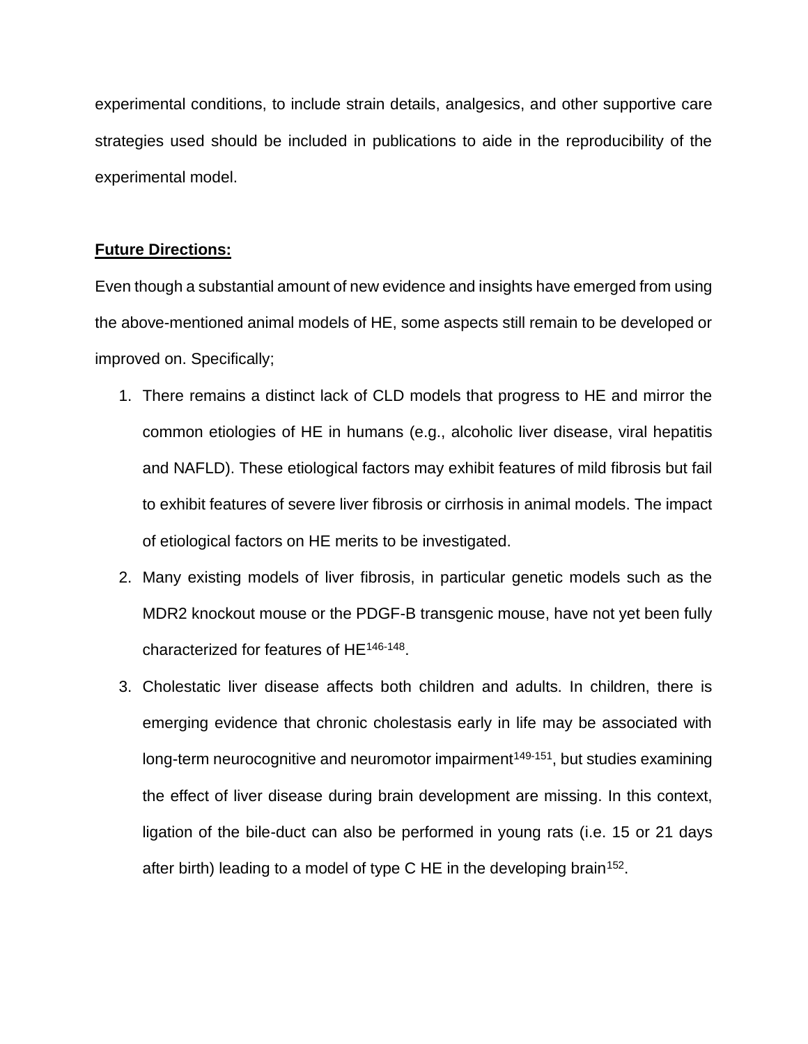experimental conditions, to include strain details, analgesics, and other supportive care strategies used should be included in publications to aide in the reproducibility of the experimental model.

**Future Directions:**

Even though a substantial amount of new evidence and insights have emerged from using the above-mentioned animal models of HE, some aspects still remain to be developed or improved on. Specifically;

1. There remains a distinct lack of CLD models that progress to HE and mirror the common etiologies of HE in humans (e.g., alcoholic liver disease, viral hepatitis and NAFLD). These etiological factors may exhibit features of mild fibrosis but fail to exhibit features of severe liver fibrosis or cirrhosis in animal models. The impact of etiological factors on HE merits to be investigated.
2. Many existing models of liver fibrosis, in particular genetic models such as the MDR2 knockout mouse or the PDGF-B transgenic mouse, have not yet been fully characterized for features of HE[146-148].
3. Cholestatic liver disease affects both children and adults. In children, there is emerging evidence that chronic cholestasis early in life may be associated with long-term neurocognitive and neuromotor impairment[149-151], but studies examining the effect of liver disease during brain development are missing. In this context, ligation of the bile-duct can also be performed in young rats (i.e. 15 or 21 days after birth) leading to a model of type C HE in the developing brain[152].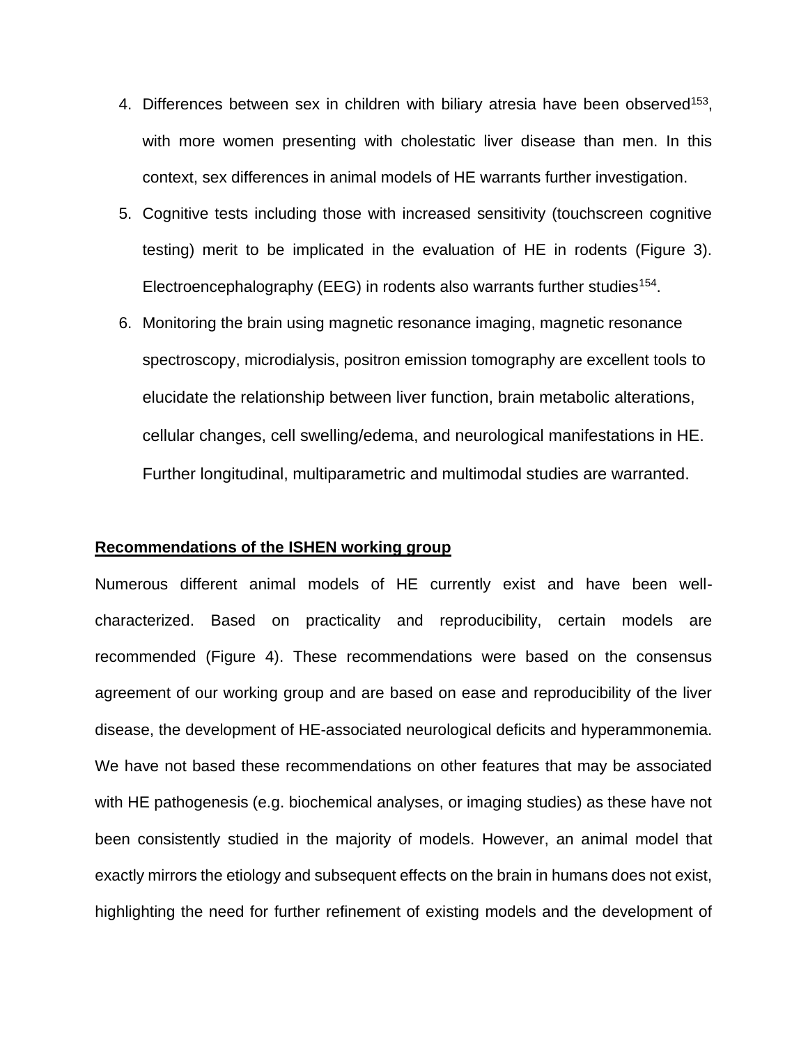4. Differences between sex in children with biliary atresia have been observed[153], with more women presenting with cholestatic liver disease than men. In this context, sex differences in animal models of HE warrants further investigation.
5. Cognitive tests including those with increased sensitivity (touchscreen cognitive testing) merit to be implicated in the evaluation of HE in rodents (Figure 3). Electroencephalography (EEG) in rodents also warrants further studies[154].
6. Monitoring the brain using magnetic resonance imaging, magnetic resonance spectroscopy, microdialysis, positron emission tomography are excellent tools to elucidate the relationship between liver function, brain metabolic alterations, cellular changes, cell swelling/edema, and neurological manifestations in HE. Further longitudinal, multiparametric and multimodal studies are warranted.

**Recommendations of the ISHEN working group**

Numerous different animal models of HE currently exist and have been well-characterized. Based on practicality and reproducibility, certain models are recommended (Figure 4). These recommendations were based on the consensus agreement of our working group and are based on ease and reproducibility of the liver disease, the development of HE-associated neurological deficits and hyperammonemia. We have not based these recommendations on other features that may be associated with HE pathogenesis (e.g. biochemical analyses, or imaging studies) as these have not been consistently studied in the majority of models. However, an animal model that exactly mirrors the etiology and subsequent effects on the brain in humans does not exist, highlighting the need for further refinement of existing models and the development of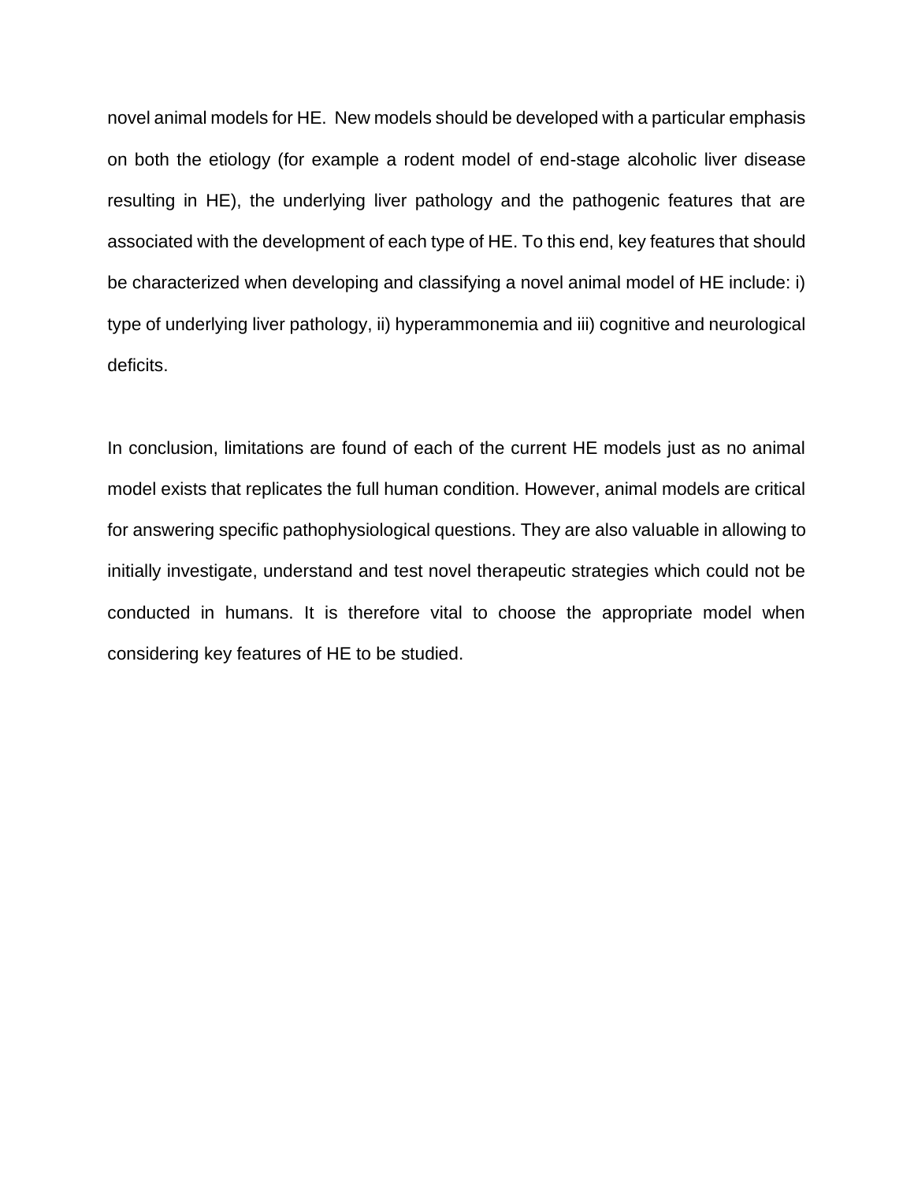novel animal models for HE. New models should be developed with a particular emphasis on both the etiology (for example a rodent model of end-stage alcoholic liver disease resulting in HE), the underlying liver pathology and the pathogenic features that are associated with the development of each type of HE. To this end, key features that should be characterized when developing and classifying a novel animal model of HE include: i) type of underlying liver pathology, ii) hyperammonemia and iii) cognitive and neurological deficits.

In conclusion, limitations are found of each of the current HE models just as no animal model exists that replicates the full human condition. However, animal models are critical for answering specific pathophysiological questions. They are also valuable in allowing to initially investigate, understand and test novel therapeutic strategies which could not be conducted in humans. It is therefore vital to choose the appropriate model when considering key features of HE to be studied.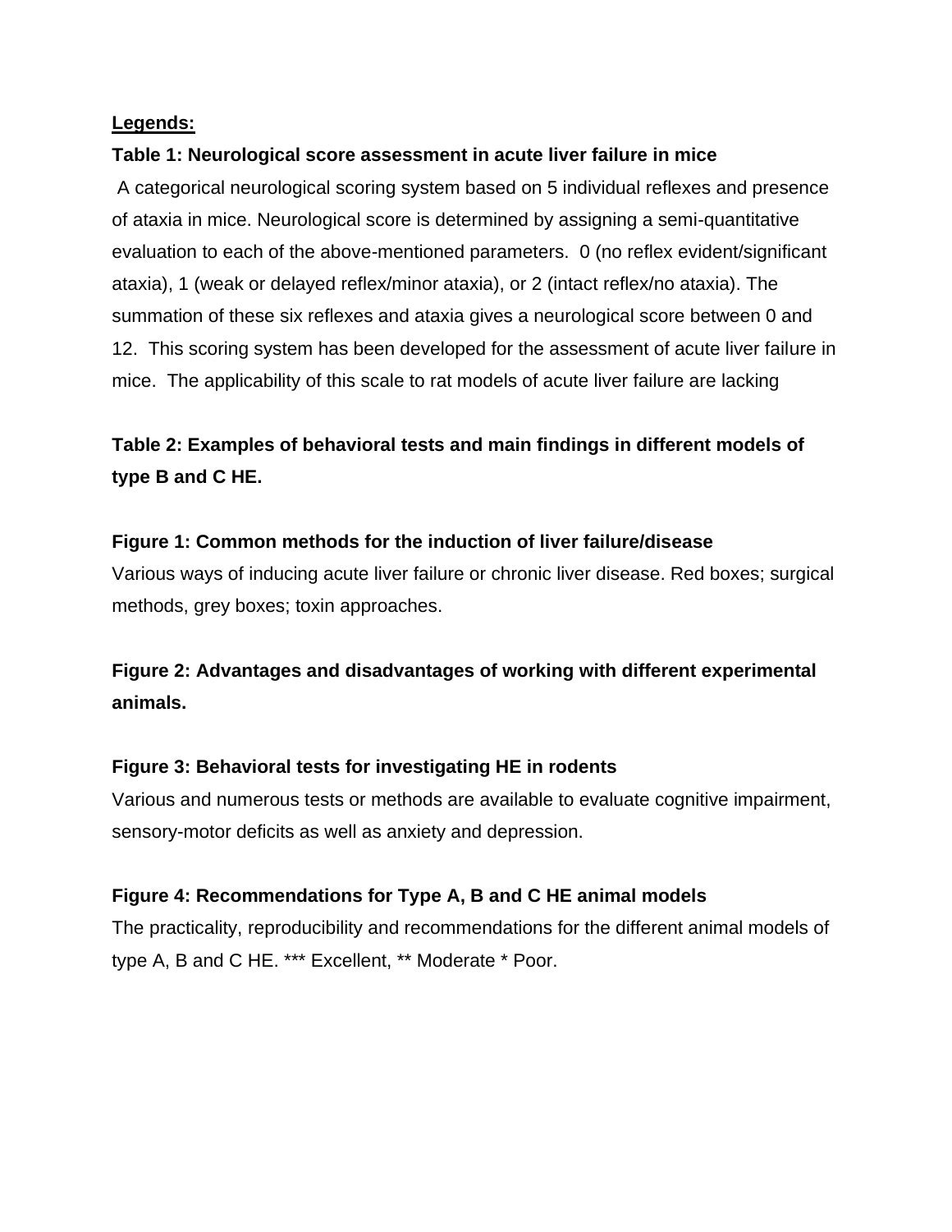**Legends:**

**Table 1: Neurological score assessment in acute liver failure in mice**

A categorical neurological scoring system based on 5 individual reflexes and presence of ataxia in mice. Neurological score is determined by assigning a semi-quantitative evaluation to each of the above-mentioned parameters. 0 (no reflex evident/significant ataxia), 1 (weak or delayed reflex/minor ataxia), or 2 (intact reflex/no ataxia). The summation of these six reflexes and ataxia gives a neurological score between 0 and 12. This scoring system has been developed for the assessment of acute liver failure in mice. The applicability of this scale to rat models of acute liver failure are lacking

**Table 2: Examples of behavioral tests and main findings in different models of type B and C HE.**

**Figure 1: Common methods for the induction of liver failure/disease**

Various ways of inducing acute liver failure or chronic liver disease. Red boxes; surgical methods, grey boxes; toxin approaches.

**Figure 2: Advantages and disadvantages of working with different experimental animals.**

**Figure 3: Behavioral tests for investigating HE in rodents**

Various and numerous tests or methods are available to evaluate cognitive impairment, sensory-motor deficits as well as anxiety and depression.

**Figure 4: Recommendations for Type A, B and C HE animal models**

The practicality, reproducibility and recommendations for the different animal models of type A, B and C HE. *** Excellent, ** Moderate * Poor.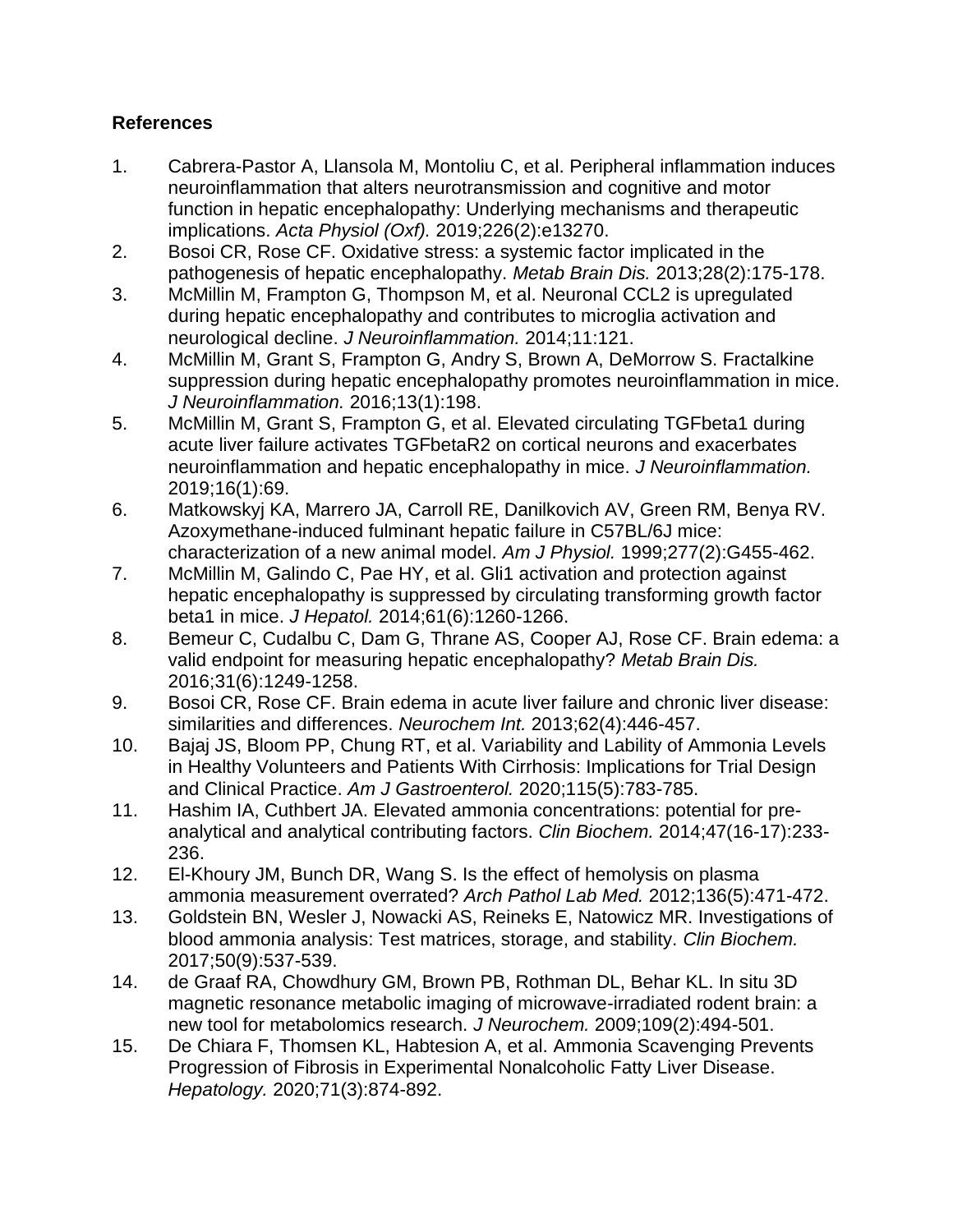**References**

1. Cabrera-Pastor A, Llansola M, Montoliu C, et al. Peripheral inflammation induces neuroinflammation that alters neurotransmission and cognitive and motor function in hepatic encephalopathy: Underlying mechanisms and therapeutic implications. *Acta Physiol (Oxf).* 2019;226(2):e13270.
2. Bosoi CR, Rose CF. Oxidative stress: a systemic factor implicated in the pathogenesis of hepatic encephalopathy. *Metab Brain Dis.* 2013;28(2):175-178.
3. McMillin M, Frampton G, Thompson M, et al. Neuronal CCL2 is upregulated during hepatic encephalopathy and contributes to microglia activation and neurological decline. *J Neuroinflammation.* 2014;11:121.
4. McMillin M, Grant S, Frampton G, Andry S, Brown A, DeMorrow S. Fractalkine suppression during hepatic encephalopathy promotes neuroinflammation in mice. *J Neuroinflammation.* 2016;13(1):198.
5. McMillin M, Grant S, Frampton G, et al. Elevated circulating TGFbeta1 during acute liver failure activates TGFbetaR2 on cortical neurons and exacerbates neuroinflammation and hepatic encephalopathy in mice. *J Neuroinflammation.* 2019;16(1):69.
6. Matkowskyj KA, Marrero JA, Carroll RE, Danilkovich AV, Green RM, Benya RV. Azoxymethane-induced fulminant hepatic failure in C57BL/6J mice: characterization of a new animal model. *Am J Physiol.* 1999;277(2):G455-462.
7. McMillin M, Galindo C, Pae HY, et al. Gli1 activation and protection against hepatic encephalopathy is suppressed by circulating transforming growth factor beta1 in mice. *J Hepatol.* 2014;61(6):1260-1266.
8. Bemeur C, Cudalbu C, Dam G, Thrane AS, Cooper AJ, Rose CF. Brain edema: a valid endpoint for measuring hepatic encephalopathy? *Metab Brain Dis.* 2016;31(6):1249-1258.
9. Bosoi CR, Rose CF. Brain edema in acute liver failure and chronic liver disease: similarities and differences. *Neurochem Int.* 2013;62(4):446-457.
10. Bajaj JS, Bloom PP, Chung RT, et al. Variability and Lability of Ammonia Levels in Healthy Volunteers and Patients With Cirrhosis: Implications for Trial Design and Clinical Practice. *Am J Gastroenterol.* 2020;115(5):783-785.
11. Hashim IA, Cuthbert JA. Elevated ammonia concentrations: potential for pre-analytical and analytical contributing factors. *Clin Biochem.* 2014;47(16-17):233-236.
12. El-Khoury JM, Bunch DR, Wang S. Is the effect of hemolysis on plasma ammonia measurement overrated? *Arch Pathol Lab Med.* 2012;136(5):471-472.
13. Goldstein BN, Wesler J, Nowacki AS, Reineks E, Natowicz MR. Investigations of blood ammonia analysis: Test matrices, storage, and stability. *Clin Biochem.* 2017;50(9):537-539.
14. de Graaf RA, Chowdhury GM, Brown PB, Rothman DL, Behar KL. In situ 3D magnetic resonance metabolic imaging of microwave-irradiated rodent brain: a new tool for metabolomics research. *J Neurochem.* 2009;109(2):494-501.
15. De Chiara F, Thomsen KL, Habtesion A, et al. Ammonia Scavenging Prevents Progression of Fibrosis in Experimental Nonalcoholic Fatty Liver Disease. *Hepatology.* 2020;71(3):874-892.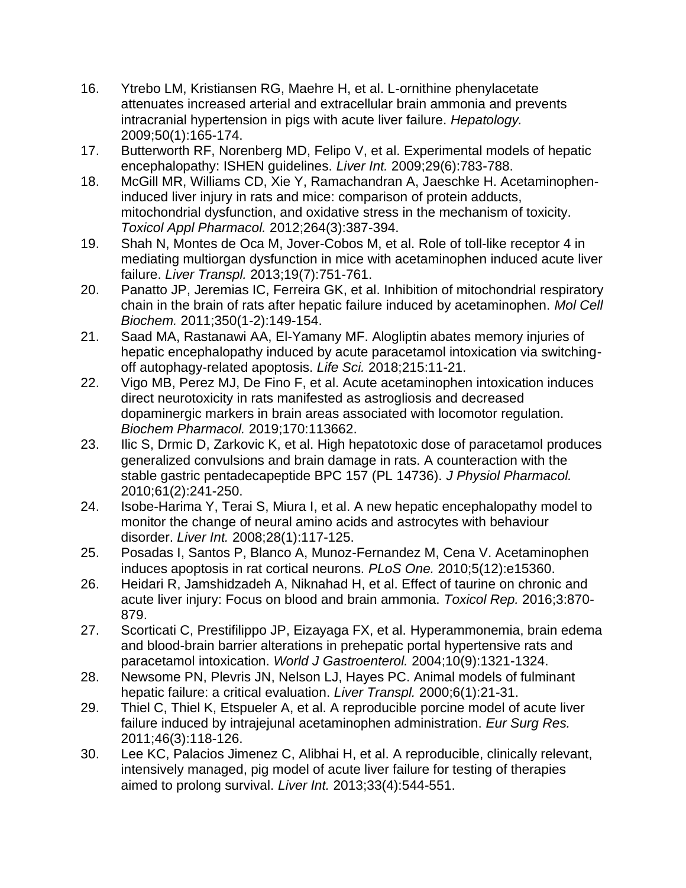16. Ytrebo LM, Kristiansen RG, Maehre H, et al. L-ornithine phenylacetate attenuates increased arterial and extracellular brain ammonia and prevents intracranial hypertension in pigs with acute liver failure. *Hepatology.* 2009;50(1):165-174.
17. Butterworth RF, Norenberg MD, Felipo V, et al. Experimental models of hepatic encephalopathy: ISHEN guidelines. *Liver Int.* 2009;29(6):783-788.
18. McGill MR, Williams CD, Xie Y, Ramachandran A, Jaeschke H. Acetaminophen-induced liver injury in rats and mice: comparison of protein adducts, mitochondrial dysfunction, and oxidative stress in the mechanism of toxicity. *Toxicol Appl Pharmacol.* 2012;264(3):387-394.
19. Shah N, Montes de Oca M, Jover-Cobos M, et al. Role of toll-like receptor 4 in mediating multiorgan dysfunction in mice with acetaminophen induced acute liver failure. *Liver Transpl.* 2013;19(7):751-761.
20. Panatto JP, Jeremias IC, Ferreira GK, et al. Inhibition of mitochondrial respiratory chain in the brain of rats after hepatic failure induced by acetaminophen. *Mol Cell Biochem.* 2011;350(1-2):149-154.
21. Saad MA, Rastanawi AA, El-Yamany MF. Alogliptin abates memory injuries of hepatic encephalopathy induced by acute paracetamol intoxication via switching-off autophagy-related apoptosis. *Life Sci.* 2018;215:11-21.
22. Vigo MB, Perez MJ, De Fino F, et al. Acute acetaminophen intoxication induces direct neurotoxicity in rats manifested as astrogliosis and decreased dopaminergic markers in brain areas associated with locomotor regulation. *Biochem Pharmacol.* 2019;170:113662.
23. Ilic S, Drmic D, Zarkovic K, et al. High hepatotoxic dose of paracetamol produces generalized convulsions and brain damage in rats. A counteraction with the stable gastric pentadecapeptide BPC 157 (PL 14736). *J Physiol Pharmacol.* 2010;61(2):241-250.
24. Isobe-Harima Y, Terai S, Miura I, et al. A new hepatic encephalopathy model to monitor the change of neural amino acids and astrocytes with behaviour disorder. *Liver Int.* 2008;28(1):117-125.
25. Posadas I, Santos P, Blanco A, Munoz-Fernandez M, Cena V. Acetaminophen induces apoptosis in rat cortical neurons. *PLoS One.* 2010;5(12):e15360.
26. Heidari R, Jamshidzadeh A, Niknahad H, et al. Effect of taurine on chronic and acute liver injury: Focus on blood and brain ammonia. *Toxicol Rep.* 2016;3:870-879.
27. Scorticati C, Prestifilippo JP, Eizayaga FX, et al. Hyperammonemia, brain edema and blood-brain barrier alterations in prehepatic portal hypertensive rats and paracetamol intoxication. *World J Gastroenterol.* 2004;10(9):1321-1324.
28. Newsome PN, Plevris JN, Nelson LJ, Hayes PC. Animal models of fulminant hepatic failure: a critical evaluation. *Liver Transpl.* 2000;6(1):21-31.
29. Thiel C, Thiel K, Etspueler A, et al. A reproducible porcine model of acute liver failure induced by intrajejunal acetaminophen administration. *Eur Surg Res.* 2011;46(3):118-126.
30. Lee KC, Palacios Jimenez C, Alibhai H, et al. A reproducible, clinically relevant, intensively managed, pig model of acute liver failure for testing of therapies aimed to prolong survival. *Liver Int.* 2013;33(4):544-551.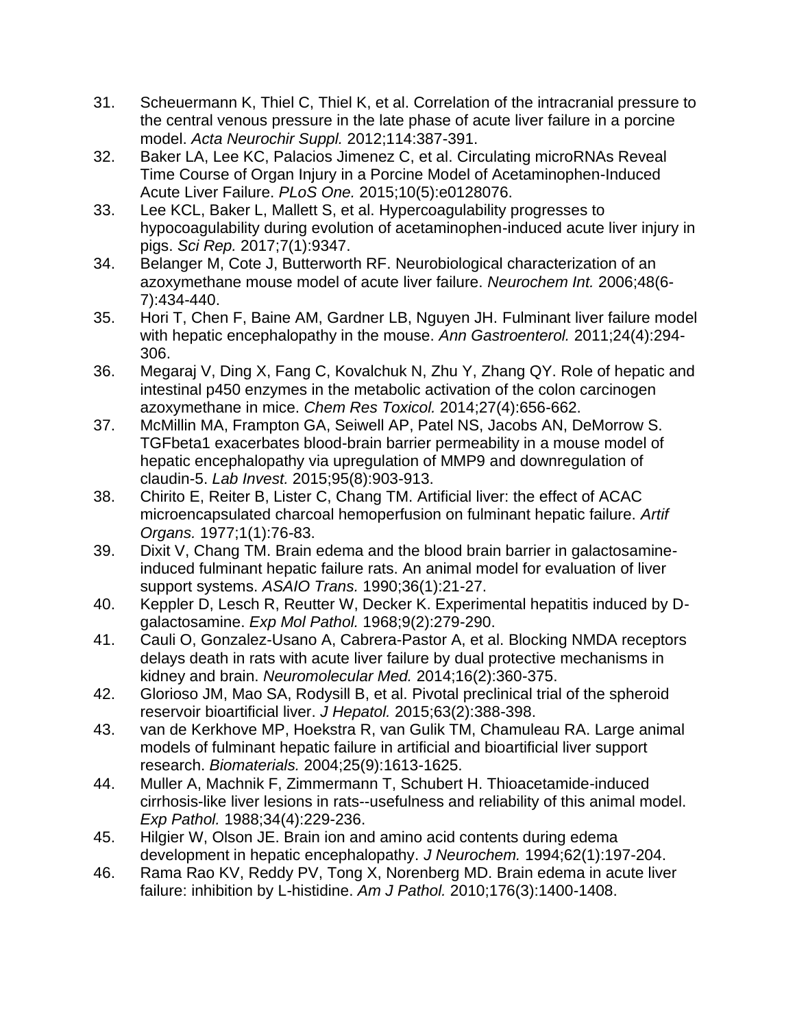31. Scheuermann K, Thiel C, Thiel K, et al. Correlation of the intracranial pressure to the central venous pressure in the late phase of acute liver failure in a porcine model. *Acta Neurochir Suppl.* 2012;114:387-391.
32. Baker LA, Lee KC, Palacios Jimenez C, et al. Circulating microRNAs Reveal Time Course of Organ Injury in a Porcine Model of Acetaminophen-Induced Acute Liver Failure. *PLoS One.* 2015;10(5):e0128076.
33. Lee KCL, Baker L, Mallett S, et al. Hypercoagulability progresses to hypocoagulability during evolution of acetaminophen-induced acute liver injury in pigs. *Sci Rep.* 2017;7(1):9347.
34. Belanger M, Cote J, Butterworth RF. Neurobiological characterization of an azoxymethane mouse model of acute liver failure. *Neurochem Int.* 2006;48(6-7):434-440.
35. Hori T, Chen F, Baine AM, Gardner LB, Nguyen JH. Fulminant liver failure model with hepatic encephalopathy in the mouse. *Ann Gastroenterol.* 2011;24(4):294-306.
36. Megaraj V, Ding X, Fang C, Kovalchuk N, Zhu Y, Zhang QY. Role of hepatic and intestinal p450 enzymes in the metabolic activation of the colon carcinogen azoxymethane in mice. *Chem Res Toxicol.* 2014;27(4):656-662.
37. McMillin MA, Frampton GA, Seiwell AP, Patel NS, Jacobs AN, DeMorrow S. TGFbeta1 exacerbates blood-brain barrier permeability in a mouse model of hepatic encephalopathy via upregulation of MMP9 and downregulation of claudin-5. *Lab Invest.* 2015;95(8):903-913.
38. Chirito E, Reiter B, Lister C, Chang TM. Artificial liver: the effect of ACAC microencapsulated charcoal hemoperfusion on fulminant hepatic failure. *Artif Organs.* 1977;1(1):76-83.
39. Dixit V, Chang TM. Brain edema and the blood brain barrier in galactosamine-induced fulminant hepatic failure rats. An animal model for evaluation of liver support systems. *ASAIO Trans.* 1990;36(1):21-27.
40. Keppler D, Lesch R, Reutter W, Decker K. Experimental hepatitis induced by D-galactosamine. *Exp Mol Pathol.* 1968;9(2):279-290.
41. Cauli O, Gonzalez-Usano A, Cabrera-Pastor A, et al. Blocking NMDA receptors delays death in rats with acute liver failure by dual protective mechanisms in kidney and brain. *Neuromolecular Med.* 2014;16(2):360-375.
42. Glorioso JM, Mao SA, Rodysill B, et al. Pivotal preclinical trial of the spheroid reservoir bioartificial liver. *J Hepatol.* 2015;63(2):388-398.
43. van de Kerkhove MP, Hoekstra R, van Gulik TM, Chamuleau RA. Large animal models of fulminant hepatic failure in artificial and bioartificial liver support research. *Biomaterials.* 2004;25(9):1613-1625.
44. Muller A, Machnik F, Zimmermann T, Schubert H. Thioacetamide-induced cirrhosis-like liver lesions in rats--usefulness and reliability of this animal model. *Exp Pathol.* 1988;34(4):229-236.
45. Hilgier W, Olson JE. Brain ion and amino acid contents during edema development in hepatic encephalopathy. *J Neurochem.* 1994;62(1):197-204.
46. Rama Rao KV, Reddy PV, Tong X, Norenberg MD. Brain edema in acute liver failure: inhibition by L-histidine. *Am J Pathol.* 2010;176(3):1400-1408.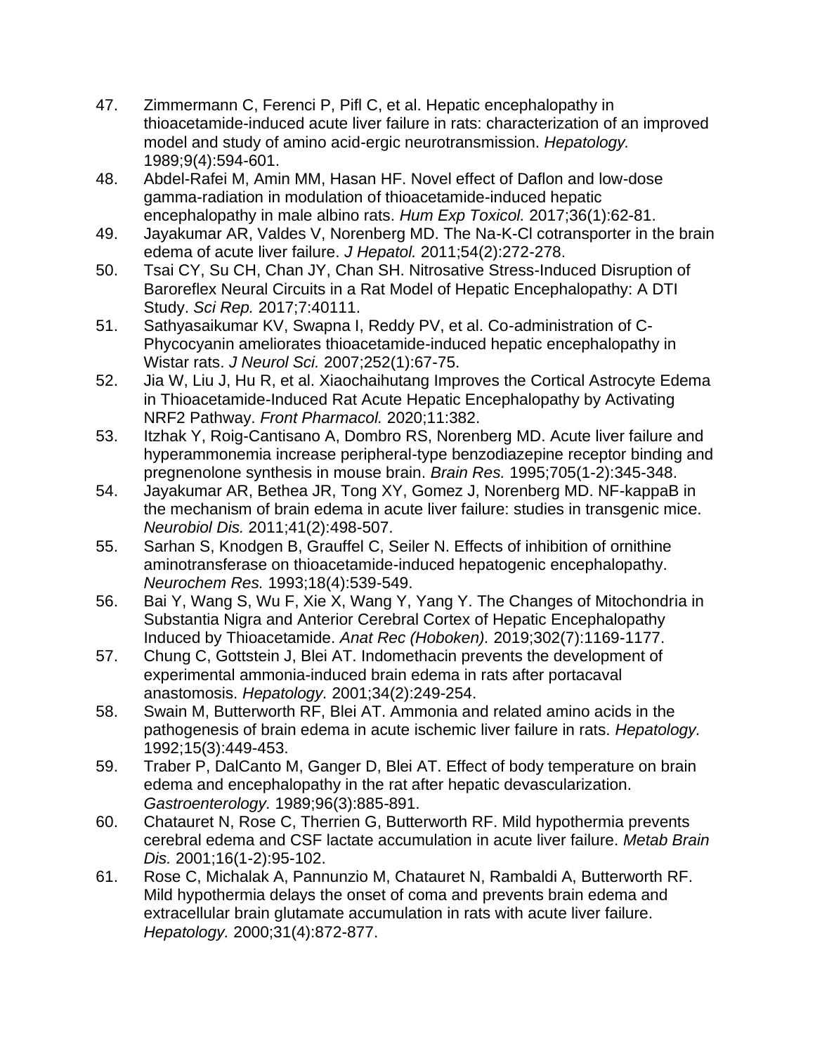47. Zimmermann C, Ferenci P, Pifl C, et al. Hepatic encephalopathy in thioacetamide-induced acute liver failure in rats: characterization of an improved model and study of amino acid-ergic neurotransmission. *Hepatology.* 1989;9(4):594-601.
48. Abdel-Rafei M, Amin MM, Hasan HF. Novel effect of Daflon and low-dose gamma-radiation in modulation of thioacetamide-induced hepatic encephalopathy in male albino rats. *Hum Exp Toxicol.* 2017;36(1):62-81.
49. Jayakumar AR, Valdes V, Norenberg MD. The Na-K-Cl cotransporter in the brain edema of acute liver failure. *J Hepatol.* 2011;54(2):272-278.
50. Tsai CY, Su CH, Chan JY, Chan SH. Nitrosative Stress-Induced Disruption of Baroreflex Neural Circuits in a Rat Model of Hepatic Encephalopathy: A DTI Study. *Sci Rep.* 2017;7:40111.
51. Sathyasaikumar KV, Swapna I, Reddy PV, et al. Co-administration of C-Phycocyanin ameliorates thioacetamide-induced hepatic encephalopathy in Wistar rats. *J Neurol Sci.* 2007;252(1):67-75.
52. Jia W, Liu J, Hu R, et al. Xiaochaihutang Improves the Cortical Astrocyte Edema in Thioacetamide-Induced Rat Acute Hepatic Encephalopathy by Activating NRF2 Pathway. *Front Pharmacol.* 2020;11:382.
53. Itzhak Y, Roig-Cantisano A, Dombro RS, Norenberg MD. Acute liver failure and hyperammonemia increase peripheral-type benzodiazepine receptor binding and pregnenolone synthesis in mouse brain. *Brain Res.* 1995;705(1-2):345-348.
54. Jayakumar AR, Bethea JR, Tong XY, Gomez J, Norenberg MD. NF-kappaB in the mechanism of brain edema in acute liver failure: studies in transgenic mice. *Neurobiol Dis.* 2011;41(2):498-507.
55. Sarhan S, Knodgen B, Grauffel C, Seiler N. Effects of inhibition of ornithine aminotransferase on thioacetamide-induced hepatogenic encephalopathy. *Neurochem Res.* 1993;18(4):539-549.
56. Bai Y, Wang S, Wu F, Xie X, Wang Y, Yang Y. The Changes of Mitochondria in Substantia Nigra and Anterior Cerebral Cortex of Hepatic Encephalopathy Induced by Thioacetamide. *Anat Rec (Hoboken).* 2019;302(7):1169-1177.
57. Chung C, Gottstein J, Blei AT. Indomethacin prevents the development of experimental ammonia-induced brain edema in rats after portacaval anastomosis. *Hepatology.* 2001;34(2):249-254.
58. Swain M, Butterworth RF, Blei AT. Ammonia and related amino acids in the pathogenesis of brain edema in acute ischemic liver failure in rats. *Hepatology.* 1992;15(3):449-453.
59. Traber P, DalCanto M, Ganger D, Blei AT. Effect of body temperature on brain edema and encephalopathy in the rat after hepatic devascularization. *Gastroenterology.* 1989;96(3):885-891.
60. Chatauret N, Rose C, Therrien G, Butterworth RF. Mild hypothermia prevents cerebral edema and CSF lactate accumulation in acute liver failure. *Metab Brain Dis.* 2001;16(1-2):95-102.
61. Rose C, Michalak A, Pannunzio M, Chatauret N, Rambaldi A, Butterworth RF. Mild hypothermia delays the onset of coma and prevents brain edema and extracellular brain glutamate accumulation in rats with acute liver failure. *Hepatology.* 2000;31(4):872-877.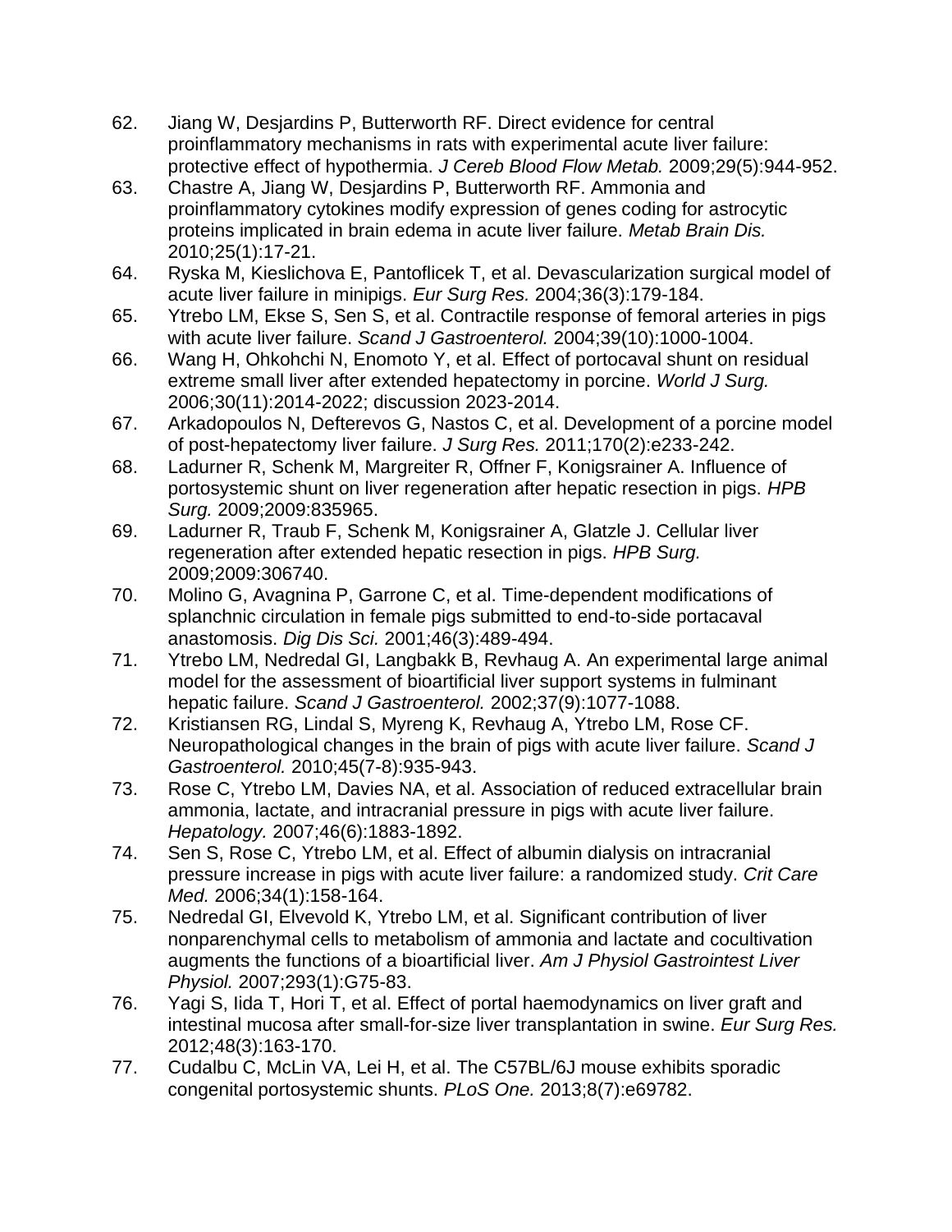62. Jiang W, Desjardins P, Butterworth RF. Direct evidence for central proinflammatory mechanisms in rats with experimental acute liver failure: protective effect of hypothermia. *J Cereb Blood Flow Metab.* 2009;29(5):944-952.
63. Chastre A, Jiang W, Desjardins P, Butterworth RF. Ammonia and proinflammatory cytokines modify expression of genes coding for astrocytic proteins implicated in brain edema in acute liver failure. *Metab Brain Dis.* 2010;25(1):17-21.
64. Ryska M, Kieslichova E, Pantoflicek T, et al. Devascularization surgical model of acute liver failure in minipigs. *Eur Surg Res.* 2004;36(3):179-184.
65. Ytrebo LM, Ekse S, Sen S, et al. Contractile response of femoral arteries in pigs with acute liver failure. *Scand J Gastroenterol.* 2004;39(10):1000-1004.
66. Wang H, Ohkohchi N, Enomoto Y, et al. Effect of portocaval shunt on residual extreme small liver after extended hepatectomy in porcine. *World J Surg.* 2006;30(11):2014-2022; discussion 2023-2014.
67. Arkadopoulos N, Defterevos G, Nastos C, et al. Development of a porcine model of post-hepatectomy liver failure. *J Surg Res.* 2011;170(2):e233-242.
68. Ladurner R, Schenk M, Margreiter R, Offner F, Konigsrainer A. Influence of portosystemic shunt on liver regeneration after hepatic resection in pigs. *HPB Surg.* 2009;2009:835965.
69. Ladurner R, Traub F, Schenk M, Konigsrainer A, Glatzle J. Cellular liver regeneration after extended hepatic resection in pigs. *HPB Surg.* 2009;2009:306740.
70. Molino G, Avagnina P, Garrone C, et al. Time-dependent modifications of splanchnic circulation in female pigs submitted to end-to-side portacaval anastomosis. *Dig Dis Sci.* 2001;46(3):489-494.
71. Ytrebo LM, Nedredal GI, Langbakk B, Revhaug A. An experimental large animal model for the assessment of bioartificial liver support systems in fulminant hepatic failure. *Scand J Gastroenterol.* 2002;37(9):1077-1088.
72. Kristiansen RG, Lindal S, Myreng K, Revhaug A, Ytrebo LM, Rose CF. Neuropathological changes in the brain of pigs with acute liver failure. *Scand J Gastroenterol.* 2010;45(7-8):935-943.
73. Rose C, Ytrebo LM, Davies NA, et al. Association of reduced extracellular brain ammonia, lactate, and intracranial pressure in pigs with acute liver failure. *Hepatology.* 2007;46(6):1883-1892.
74. Sen S, Rose C, Ytrebo LM, et al. Effect of albumin dialysis on intracranial pressure increase in pigs with acute liver failure: a randomized study. *Crit Care Med.* 2006;34(1):158-164.
75. Nedredal GI, Elvevold K, Ytrebo LM, et al. Significant contribution of liver nonparenchymal cells to metabolism of ammonia and lactate and cocultivation augments the functions of a bioartificial liver. *Am J Physiol Gastrointest Liver Physiol.* 2007;293(1):G75-83.
76. Yagi S, Iida T, Hori T, et al. Effect of portal haemodynamics on liver graft and intestinal mucosa after small-for-size liver transplantation in swine. *Eur Surg Res.* 2012;48(3):163-170.
77. Cudalbu C, McLin VA, Lei H, et al. The C57BL/6J mouse exhibits sporadic congenital portosystemic shunts. *PLoS One.* 2013;8(7):e69782.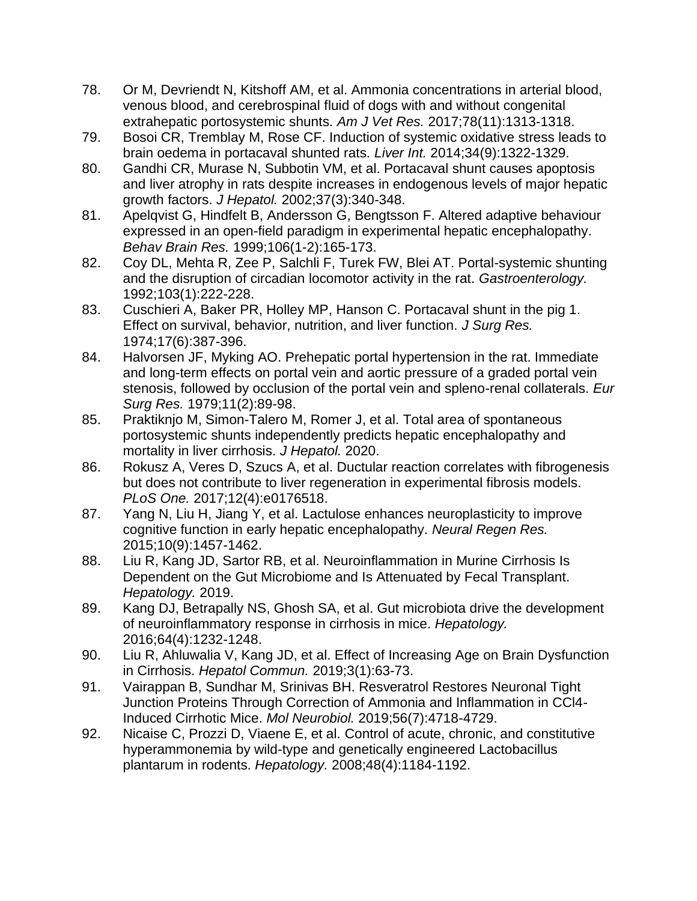78. Or M, Devriendt N, Kitshoff AM, et al. Ammonia concentrations in arterial blood, venous blood, and cerebrospinal fluid of dogs with and without congenital extrahepatic portosystemic shunts. *Am J Vet Res.* 2017;78(11):1313-1318.
79. Bosoi CR, Tremblay M, Rose CF. Induction of systemic oxidative stress leads to brain oedema in portacaval shunted rats. *Liver Int.* 2014;34(9):1322-1329.
80. Gandhi CR, Murase N, Subbotin VM, et al. Portacaval shunt causes apoptosis and liver atrophy in rats despite increases in endogenous levels of major hepatic growth factors. *J Hepatol.* 2002;37(3):340-348.
81. Apelqvist G, Hindfelt B, Andersson G, Bengtsson F. Altered adaptive behaviour expressed in an open-field paradigm in experimental hepatic encephalopathy. *Behav Brain Res.* 1999;106(1-2):165-173.
82. Coy DL, Mehta R, Zee P, Salchli F, Turek FW, Blei AT. Portal-systemic shunting and the disruption of circadian locomotor activity in the rat. *Gastroenterology.* 1992;103(1):222-228.
83. Cuschieri A, Baker PR, Holley MP, Hanson C. Portacaval shunt in the pig 1. Effect on survival, behavior, nutrition, and liver function. *J Surg Res.* 1974;17(6):387-396.
84. Halvorsen JF, Myking AO. Prehepatic portal hypertension in the rat. Immediate and long-term effects on portal vein and aortic pressure of a graded portal vein stenosis, followed by occlusion of the portal vein and spleno-renal collaterals. *Eur Surg Res.* 1979;11(2):89-98.
85. Praktiknjo M, Simon-Talero M, Romer J, et al. Total area of spontaneous portosystemic shunts independently predicts hepatic encephalopathy and mortality in liver cirrhosis. *J Hepatol.* 2020.
86. Rokusz A, Veres D, Szucs A, et al. Ductular reaction correlates with fibrogenesis but does not contribute to liver regeneration in experimental fibrosis models. *PLoS One.* 2017;12(4):e0176518.
87. Yang N, Liu H, Jiang Y, et al. Lactulose enhances neuroplasticity to improve cognitive function in early hepatic encephalopathy. *Neural Regen Res.* 2015;10(9):1457-1462.
88. Liu R, Kang JD, Sartor RB, et al. Neuroinflammation in Murine Cirrhosis Is Dependent on the Gut Microbiome and Is Attenuated by Fecal Transplant. *Hepatology.* 2019.
89. Kang DJ, Betrapally NS, Ghosh SA, et al. Gut microbiota drive the development of neuroinflammatory response in cirrhosis in mice. *Hepatology.* 2016;64(4):1232-1248.
90. Liu R, Ahluwalia V, Kang JD, et al. Effect of Increasing Age on Brain Dysfunction in Cirrhosis. *Hepatol Commun.* 2019;3(1):63-73.
91. Vairappan B, Sundhar M, Srinivas BH. Resveratrol Restores Neuronal Tight Junction Proteins Through Correction of Ammonia and Inflammation in CCl4-Induced Cirrhotic Mice. *Mol Neurobiol.* 2019;56(7):4718-4729.
92. Nicaise C, Prozzi D, Viaene E, et al. Control of acute, chronic, and constitutive hyperammonemia by wild-type and genetically engineered Lactobacillus plantarum in rodents. *Hepatology.* 2008;48(4):1184-1192.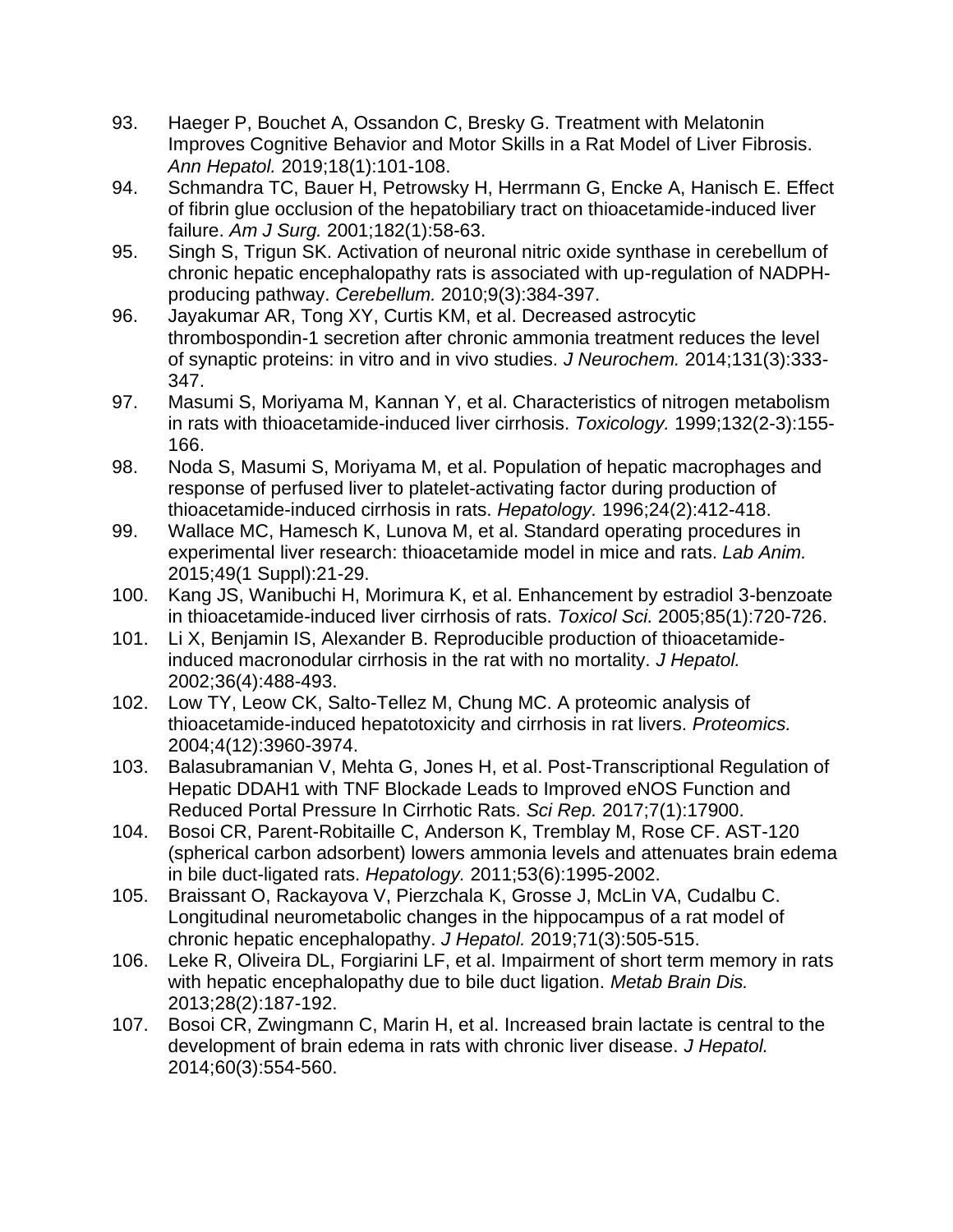93. Haeger P, Bouchet A, Ossandon C, Bresky G. Treatment with Melatonin Improves Cognitive Behavior and Motor Skills in a Rat Model of Liver Fibrosis. *Ann Hepatol.* 2019;18(1):101-108.
94. Schmandra TC, Bauer H, Petrowsky H, Herrmann G, Encke A, Hanisch E. Effect of fibrin glue occlusion of the hepatobiliary tract on thioacetamide-induced liver failure. *Am J Surg.* 2001;182(1):58-63.
95. Singh S, Trigun SK. Activation of neuronal nitric oxide synthase in cerebellum of chronic hepatic encephalopathy rats is associated with up-regulation of NADPH-producing pathway. *Cerebellum.* 2010;9(3):384-397.
96. Jayakumar AR, Tong XY, Curtis KM, et al. Decreased astrocytic thrombospondin-1 secretion after chronic ammonia treatment reduces the level of synaptic proteins: in vitro and in vivo studies. *J Neurochem.* 2014;131(3):333-347.
97. Masumi S, Moriyama M, Kannan Y, et al. Characteristics of nitrogen metabolism in rats with thioacetamide-induced liver cirrhosis. *Toxicology.* 1999;132(2-3):155-166.
98. Noda S, Masumi S, Moriyama M, et al. Population of hepatic macrophages and response of perfused liver to platelet-activating factor during production of thioacetamide-induced cirrhosis in rats. *Hepatology.* 1996;24(2):412-418.
99. Wallace MC, Hamesch K, Lunova M, et al. Standard operating procedures in experimental liver research: thioacetamide model in mice and rats. *Lab Anim.* 2015;49(1 Suppl):21-29.
100. Kang JS, Wanibuchi H, Morimura K, et al. Enhancement by estradiol 3-benzoate in thioacetamide-induced liver cirrhosis of rats. *Toxicol Sci.* 2005;85(1):720-726.
101. Li X, Benjamin IS, Alexander B. Reproducible production of thioacetamide-induced macronodular cirrhosis in the rat with no mortality. *J Hepatol.* 2002;36(4):488-493.
102. Low TY, Leow CK, Salto-Tellez M, Chung MC. A proteomic analysis of thioacetamide-induced hepatotoxicity and cirrhosis in rat livers. *Proteomics.* 2004;4(12):3960-3974.
103. Balasubramanian V, Mehta G, Jones H, et al. Post-Transcriptional Regulation of Hepatic DDAH1 with TNF Blockade Leads to Improved eNOS Function and Reduced Portal Pressure In Cirrhotic Rats. *Sci Rep.* 2017;7(1):17900.
104. Bosoi CR, Parent-Robitaille C, Anderson K, Tremblay M, Rose CF. AST-120 (spherical carbon adsorbent) lowers ammonia levels and attenuates brain edema in bile duct-ligated rats. *Hepatology.* 2011;53(6):1995-2002.
105. Braissant O, Rackayova V, Pierzchala K, Grosse J, McLin VA, Cudalbu C. Longitudinal neurometabolic changes in the hippocampus of a rat model of chronic hepatic encephalopathy. *J Hepatol.* 2019;71(3):505-515.
106. Leke R, Oliveira DL, Forgiarini LF, et al. Impairment of short term memory in rats with hepatic encephalopathy due to bile duct ligation. *Metab Brain Dis.* 2013;28(2):187-192.
107. Bosoi CR, Zwingmann C, Marin H, et al. Increased brain lactate is central to the development of brain edema in rats with chronic liver disease. *J Hepatol.* 2014;60(3):554-560.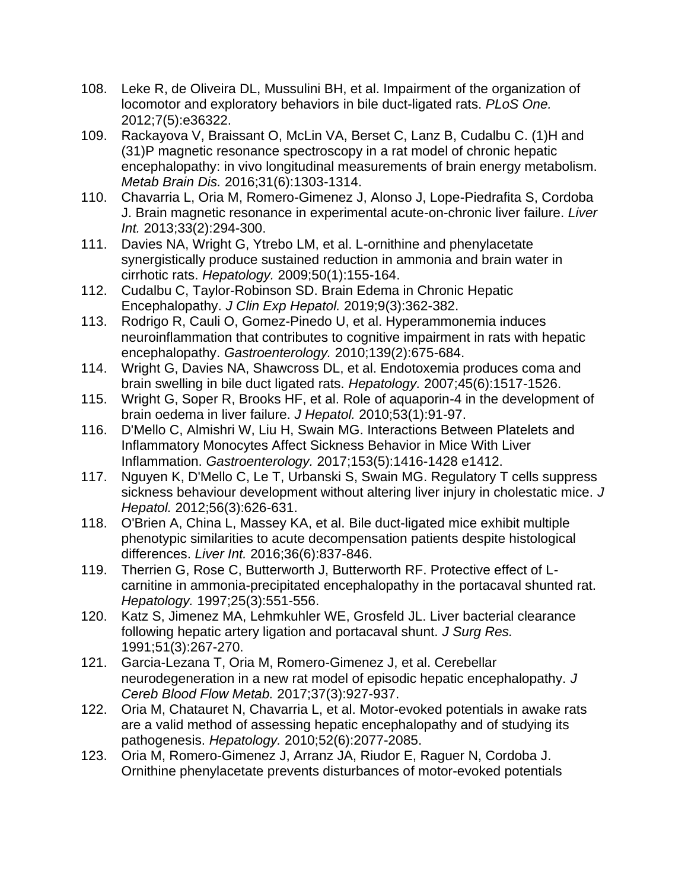108. Leke R, de Oliveira DL, Mussulini BH, et al. Impairment of the organization of locomotor and exploratory behaviors in bile duct-ligated rats. *PLoS One.* 2012;7(5):e36322.
109. Rackayova V, Braissant O, McLin VA, Berset C, Lanz B, Cudalbu C. (1)H and (31)P magnetic resonance spectroscopy in a rat model of chronic hepatic encephalopathy: in vivo longitudinal measurements of brain energy metabolism. *Metab Brain Dis.* 2016;31(6):1303-1314.
110. Chavarria L, Oria M, Romero-Gimenez J, Alonso J, Lope-Piedrafita S, Cordoba J. Brain magnetic resonance in experimental acute-on-chronic liver failure. *Liver Int.* 2013;33(2):294-300.
111. Davies NA, Wright G, Ytrebo LM, et al. L-ornithine and phenylacetate synergistically produce sustained reduction in ammonia and brain water in cirrhotic rats. *Hepatology.* 2009;50(1):155-164.
112. Cudalbu C, Taylor-Robinson SD. Brain Edema in Chronic Hepatic Encephalopathy. *J Clin Exp Hepatol.* 2019;9(3):362-382.
113. Rodrigo R, Cauli O, Gomez-Pinedo U, et al. Hyperammonemia induces neuroinflammation that contributes to cognitive impairment in rats with hepatic encephalopathy. *Gastroenterology.* 2010;139(2):675-684.
114. Wright G, Davies NA, Shawcross DL, et al. Endotoxemia produces coma and brain swelling in bile duct ligated rats. *Hepatology.* 2007;45(6):1517-1526.
115. Wright G, Soper R, Brooks HF, et al. Role of aquaporin-4 in the development of brain oedema in liver failure. *J Hepatol.* 2010;53(1):91-97.
116. D'Mello C, Almishri W, Liu H, Swain MG. Interactions Between Platelets and Inflammatory Monocytes Affect Sickness Behavior in Mice With Liver Inflammation. *Gastroenterology.* 2017;153(5):1416-1428 e1412.
117. Nguyen K, D'Mello C, Le T, Urbanski S, Swain MG. Regulatory T cells suppress sickness behaviour development without altering liver injury in cholestatic mice. *J Hepatol.* 2012;56(3):626-631.
118. O'Brien A, China L, Massey KA, et al. Bile duct-ligated mice exhibit multiple phenotypic similarities to acute decompensation patients despite histological differences. *Liver Int.* 2016;36(6):837-846.
119. Therrien G, Rose C, Butterworth J, Butterworth RF. Protective effect of L-carnitine in ammonia-precipitated encephalopathy in the portacaval shunted rat. *Hepatology.* 1997;25(3):551-556.
120. Katz S, Jimenez MA, Lehmkuhler WE, Grosfeld JL. Liver bacterial clearance following hepatic artery ligation and portacaval shunt. *J Surg Res.* 1991;51(3):267-270.
121. Garcia-Lezana T, Oria M, Romero-Gimenez J, et al. Cerebellar neurodegeneration in a new rat model of episodic hepatic encephalopathy. *J Cereb Blood Flow Metab.* 2017;37(3):927-937.
122. Oria M, Chatauret N, Chavarria L, et al. Motor-evoked potentials in awake rats are a valid method of assessing hepatic encephalopathy and of studying its pathogenesis. *Hepatology.* 2010;52(6):2077-2085.
123. Oria M, Romero-Gimenez J, Arranz JA, Riudor E, Raguer N, Cordoba J. Ornithine phenylacetate prevents disturbances of motor-evoked potentials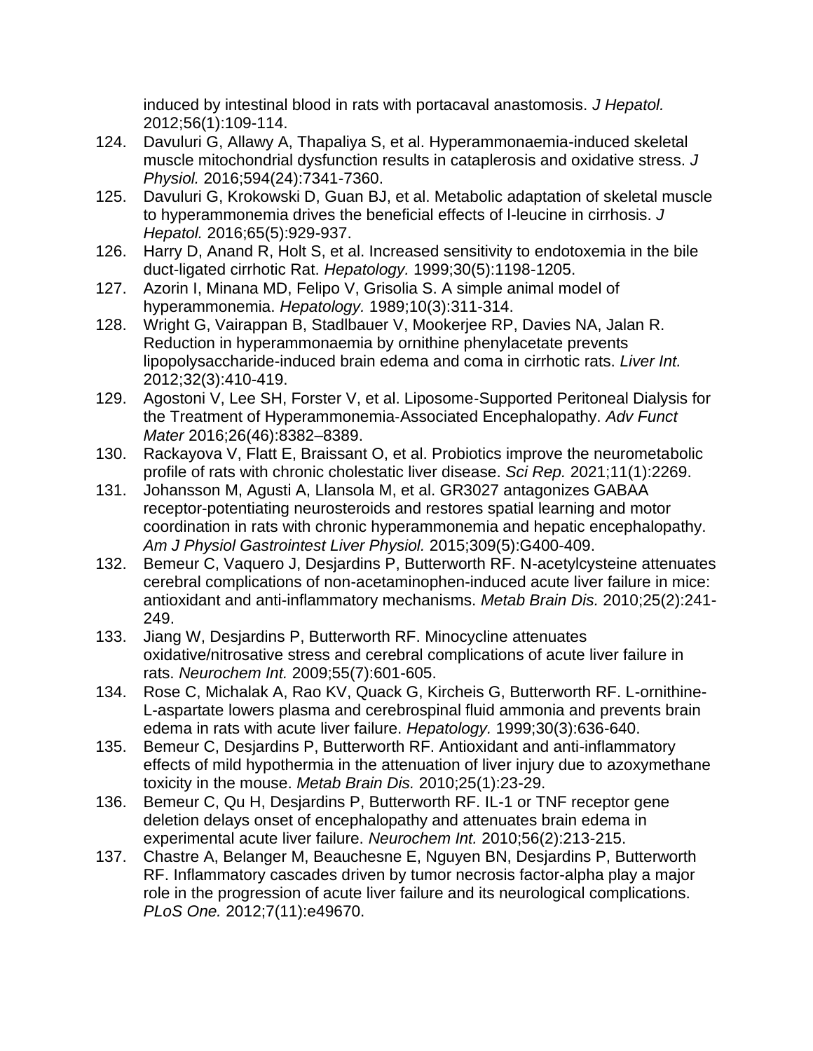induced by intestinal blood in rats with portacaval anastomosis. *J Hepatol.* 2012;56(1):109-114.

124. Davuluri G, Allawy A, Thapaliya S, et al. Hyperammonaemia-induced skeletal muscle mitochondrial dysfunction results in cataplerosis and oxidative stress. *J Physiol.* 2016;594(24):7341-7360.
125. Davuluri G, Krokowski D, Guan BJ, et al. Metabolic adaptation of skeletal muscle to hyperammonemia drives the beneficial effects of l-leucine in cirrhosis. *J Hepatol.* 2016;65(5):929-937.
126. Harry D, Anand R, Holt S, et al. Increased sensitivity to endotoxemia in the bile duct-ligated cirrhotic Rat. *Hepatology.* 1999;30(5):1198-1205.
127. Azorin I, Minana MD, Felipo V, Grisolia S. A simple animal model of hyperammonemia. *Hepatology.* 1989;10(3):311-314.
128. Wright G, Vairappan B, Stadlbauer V, Mookerjee RP, Davies NA, Jalan R. Reduction in hyperammonaemia by ornithine phenylacetate prevents lipopolysaccharide-induced brain edema and coma in cirrhotic rats. *Liver Int.* 2012;32(3):410-419.
129. Agostoni V, Lee SH, Forster V, et al. Liposome-Supported Peritoneal Dialysis for the Treatment of Hyperammonemia-Associated Encephalopathy. *Adv Funct Mater* 2016;26(46):8382–8389.
130. Rackayova V, Flatt E, Braissant O, et al. Probiotics improve the neurometabolic profile of rats with chronic cholestatic liver disease. *Sci Rep.* 2021;11(1):2269.
131. Johansson M, Agusti A, Llansola M, et al. GR3027 antagonizes GABAA receptor-potentiating neurosteroids and restores spatial learning and motor coordination in rats with chronic hyperammonemia and hepatic encephalopathy. *Am J Physiol Gastrointest Liver Physiol.* 2015;309(5):G400-409.
132. Bemeur C, Vaquero J, Desjardins P, Butterworth RF. N-acetylcysteine attenuates cerebral complications of non-acetaminophen-induced acute liver failure in mice: antioxidant and anti-inflammatory mechanisms. *Metab Brain Dis.* 2010;25(2):241-249.
133. Jiang W, Desjardins P, Butterworth RF. Minocycline attenuates oxidative/nitrosative stress and cerebral complications of acute liver failure in rats. *Neurochem Int.* 2009;55(7):601-605.
134. Rose C, Michalak A, Rao KV, Quack G, Kircheis G, Butterworth RF. L-ornithine-L-aspartate lowers plasma and cerebrospinal fluid ammonia and prevents brain edema in rats with acute liver failure. *Hepatology.* 1999;30(3):636-640.
135. Bemeur C, Desjardins P, Butterworth RF. Antioxidant and anti-inflammatory effects of mild hypothermia in the attenuation of liver injury due to azoxymethane toxicity in the mouse. *Metab Brain Dis.* 2010;25(1):23-29.
136. Bemeur C, Qu H, Desjardins P, Butterworth RF. IL-1 or TNF receptor gene deletion delays onset of encephalopathy and attenuates brain edema in experimental acute liver failure. *Neurochem Int.* 2010;56(2):213-215.
137. Chastre A, Belanger M, Beauchesne E, Nguyen BN, Desjardins P, Butterworth RF. Inflammatory cascades driven by tumor necrosis factor-alpha play a major role in the progression of acute liver failure and its neurological complications. *PLoS One.* 2012;7(11):e49670.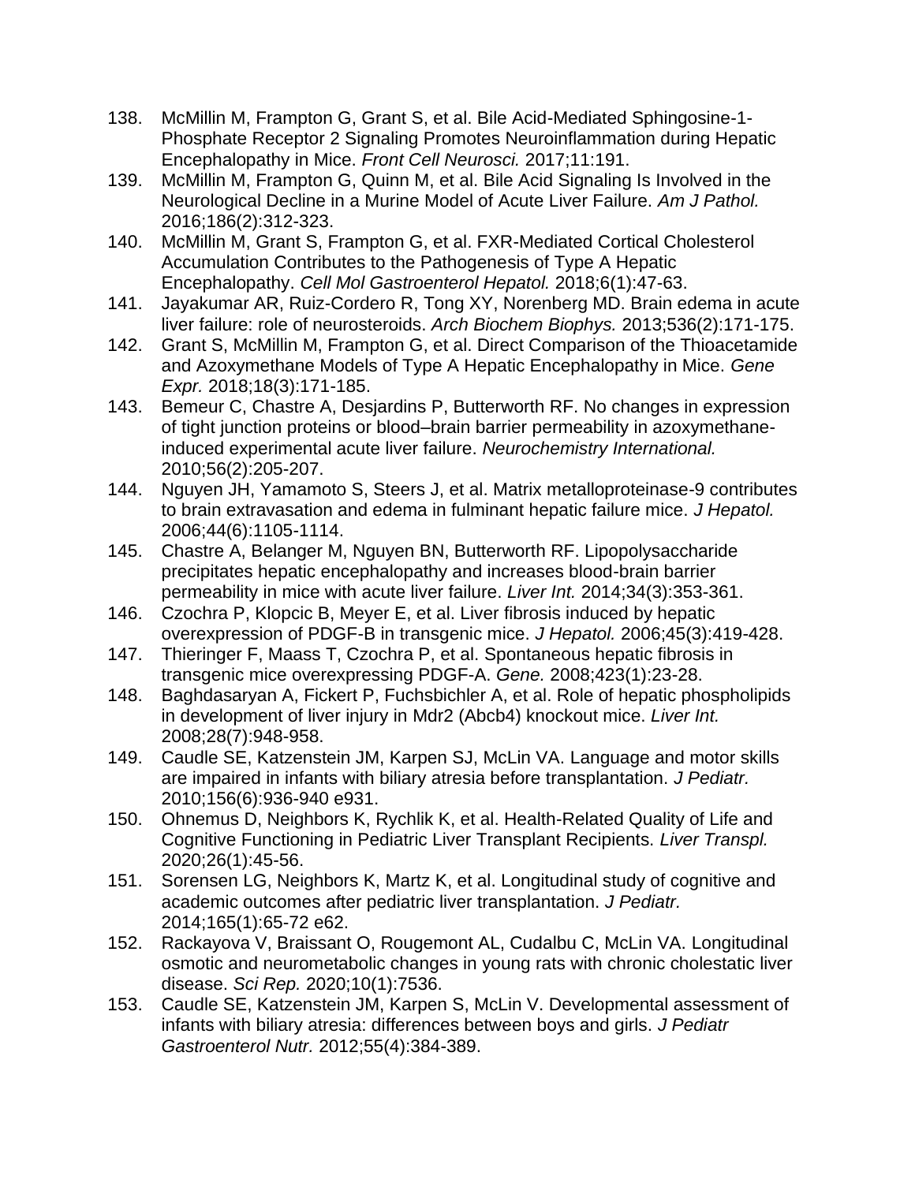138. McMillin M, Frampton G, Grant S, et al. Bile Acid-Mediated Sphingosine-1-Phosphate Receptor 2 Signaling Promotes Neuroinflammation during Hepatic Encephalopathy in Mice. *Front Cell Neurosci.* 2017;11:191.
139. McMillin M, Frampton G, Quinn M, et al. Bile Acid Signaling Is Involved in the Neurological Decline in a Murine Model of Acute Liver Failure. *Am J Pathol.* 2016;186(2):312-323.
140. McMillin M, Grant S, Frampton G, et al. FXR-Mediated Cortical Cholesterol Accumulation Contributes to the Pathogenesis of Type A Hepatic Encephalopathy. *Cell Mol Gastroenterol Hepatol.* 2018;6(1):47-63.
141. Jayakumar AR, Ruiz-Cordero R, Tong XY, Norenberg MD. Brain edema in acute liver failure: role of neurosteroids. *Arch Biochem Biophys.* 2013;536(2):171-175.
142. Grant S, McMillin M, Frampton G, et al. Direct Comparison of the Thioacetamide and Azoxymethane Models of Type A Hepatic Encephalopathy in Mice. *Gene Expr.* 2018;18(3):171-185.
143. Bemeur C, Chastre A, Desjardins P, Butterworth RF. No changes in expression of tight junction proteins or blood–brain barrier permeability in azoxymethane-induced experimental acute liver failure. *Neurochemistry International.* 2010;56(2):205-207.
144. Nguyen JH, Yamamoto S, Steers J, et al. Matrix metalloproteinase-9 contributes to brain extravasation and edema in fulminant hepatic failure mice. *J Hepatol.* 2006;44(6):1105-1114.
145. Chastre A, Belanger M, Nguyen BN, Butterworth RF. Lipopolysaccharide precipitates hepatic encephalopathy and increases blood-brain barrier permeability in mice with acute liver failure. *Liver Int.* 2014;34(3):353-361.
146. Czochra P, Klopcic B, Meyer E, et al. Liver fibrosis induced by hepatic overexpression of PDGF-B in transgenic mice. *J Hepatol.* 2006;45(3):419-428.
147. Thieringer F, Maass T, Czochra P, et al. Spontaneous hepatic fibrosis in transgenic mice overexpressing PDGF-A. *Gene.* 2008;423(1):23-28.
148. Baghdasaryan A, Fickert P, Fuchsbichler A, et al. Role of hepatic phospholipids in development of liver injury in Mdr2 (Abcb4) knockout mice. *Liver Int.* 2008;28(7):948-958.
149. Caudle SE, Katzenstein JM, Karpen SJ, McLin VA. Language and motor skills are impaired in infants with biliary atresia before transplantation. *J Pediatr.* 2010;156(6):936-940 e931.
150. Ohnemus D, Neighbors K, Rychlik K, et al. Health-Related Quality of Life and Cognitive Functioning in Pediatric Liver Transplant Recipients. *Liver Transpl.* 2020;26(1):45-56.
151. Sorensen LG, Neighbors K, Martz K, et al. Longitudinal study of cognitive and academic outcomes after pediatric liver transplantation. *J Pediatr.* 2014;165(1):65-72 e62.
152. Rackayova V, Braissant O, Rougemont AL, Cudalbu C, McLin VA. Longitudinal osmotic and neurometabolic changes in young rats with chronic cholestatic liver disease. *Sci Rep.* 2020;10(1):7536.
153. Caudle SE, Katzenstein JM, Karpen S, McLin V. Developmental assessment of infants with biliary atresia: differences between boys and girls. *J Pediatr Gastroenterol Nutr.* 2012;55(4):384-389.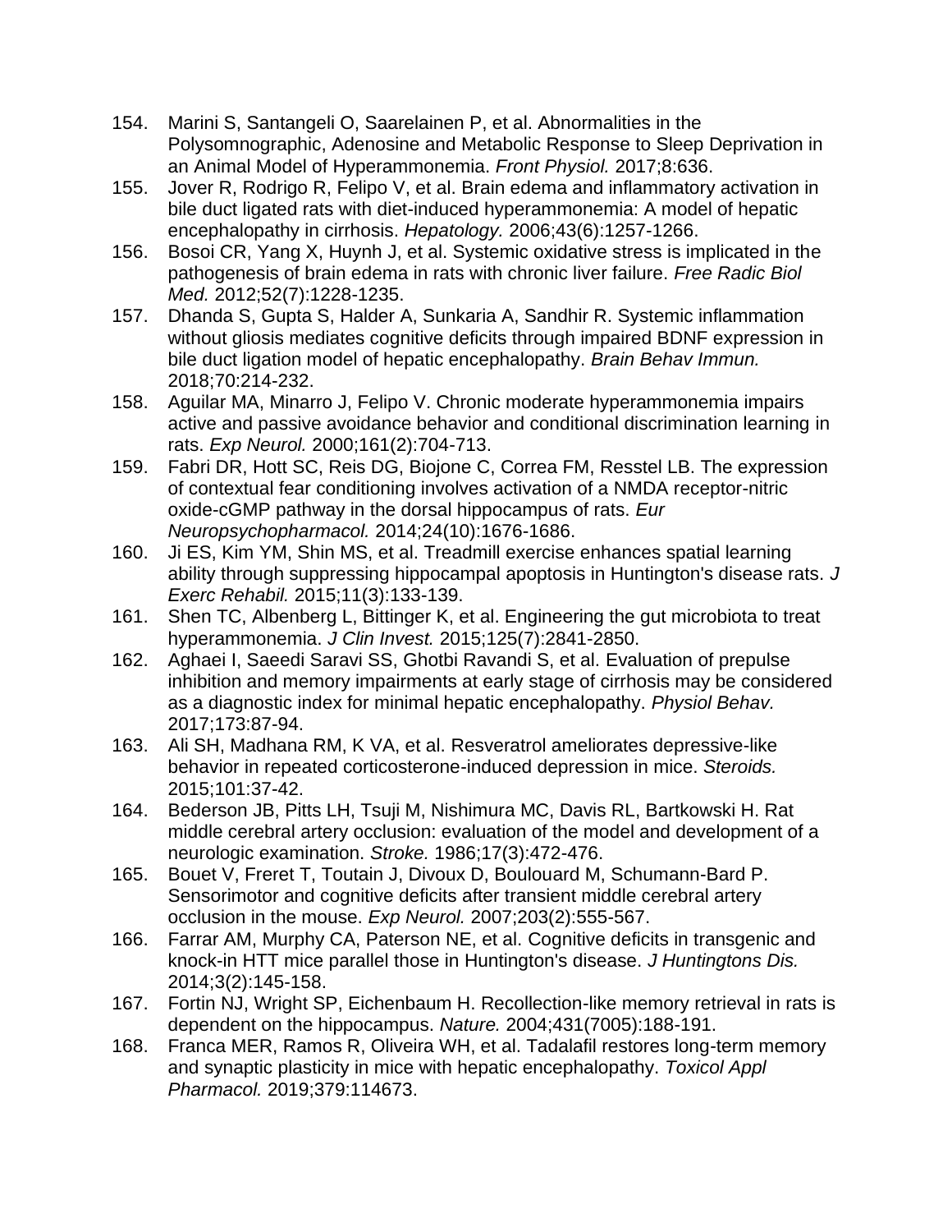154. Marini S, Santangeli O, Saarelainen P, et al. Abnormalities in the Polysomnographic, Adenosine and Metabolic Response to Sleep Deprivation in an Animal Model of Hyperammonemia. *Front Physiol.* 2017;8:636.
155. Jover R, Rodrigo R, Felipo V, et al. Brain edema and inflammatory activation in bile duct ligated rats with diet-induced hyperammonemia: A model of hepatic encephalopathy in cirrhosis. *Hepatology.* 2006;43(6):1257-1266.
156. Bosoi CR, Yang X, Huynh J, et al. Systemic oxidative stress is implicated in the pathogenesis of brain edema in rats with chronic liver failure. *Free Radic Biol Med.* 2012;52(7):1228-1235.
157. Dhanda S, Gupta S, Halder A, Sunkaria A, Sandhir R. Systemic inflammation without gliosis mediates cognitive deficits through impaired BDNF expression in bile duct ligation model of hepatic encephalopathy. *Brain Behav Immun.* 2018;70:214-232.
158. Aguilar MA, Minarro J, Felipo V. Chronic moderate hyperammonemia impairs active and passive avoidance behavior and conditional discrimination learning in rats. *Exp Neurol.* 2000;161(2):704-713.
159. Fabri DR, Hott SC, Reis DG, Biojone C, Correa FM, Resstel LB. The expression of contextual fear conditioning involves activation of a NMDA receptor-nitric oxide-cGMP pathway in the dorsal hippocampus of rats. *Eur Neuropsychopharmacol.* 2014;24(10):1676-1686.
160. Ji ES, Kim YM, Shin MS, et al. Treadmill exercise enhances spatial learning ability through suppressing hippocampal apoptosis in Huntington's disease rats. *J Exerc Rehabil.* 2015;11(3):133-139.
161. Shen TC, Albenberg L, Bittinger K, et al. Engineering the gut microbiota to treat hyperammonemia. *J Clin Invest.* 2015;125(7):2841-2850.
162. Aghaei I, Saeedi Saravi SS, Ghotbi Ravandi S, et al. Evaluation of prepulse inhibition and memory impairments at early stage of cirrhosis may be considered as a diagnostic index for minimal hepatic encephalopathy. *Physiol Behav.* 2017;173:87-94.
163. Ali SH, Madhana RM, K VA, et al. Resveratrol ameliorates depressive-like behavior in repeated corticosterone-induced depression in mice. *Steroids.* 2015;101:37-42.
164. Bederson JB, Pitts LH, Tsuji M, Nishimura MC, Davis RL, Bartkowski H. Rat middle cerebral artery occlusion: evaluation of the model and development of a neurologic examination. *Stroke.* 1986;17(3):472-476.
165. Bouet V, Freret T, Toutain J, Divoux D, Boulouard M, Schumann-Bard P. Sensorimotor and cognitive deficits after transient middle cerebral artery occlusion in the mouse. *Exp Neurol.* 2007;203(2):555-567.
166. Farrar AM, Murphy CA, Paterson NE, et al. Cognitive deficits in transgenic and knock-in HTT mice parallel those in Huntington's disease. *J Huntingtons Dis.* 2014;3(2):145-158.
167. Fortin NJ, Wright SP, Eichenbaum H. Recollection-like memory retrieval in rats is dependent on the hippocampus. *Nature.* 2004;431(7005):188-191.
168. Franca MER, Ramos R, Oliveira WH, et al. Tadalafil restores long-term memory and synaptic plasticity in mice with hepatic encephalopathy. *Toxicol Appl Pharmacol.* 2019;379:114673.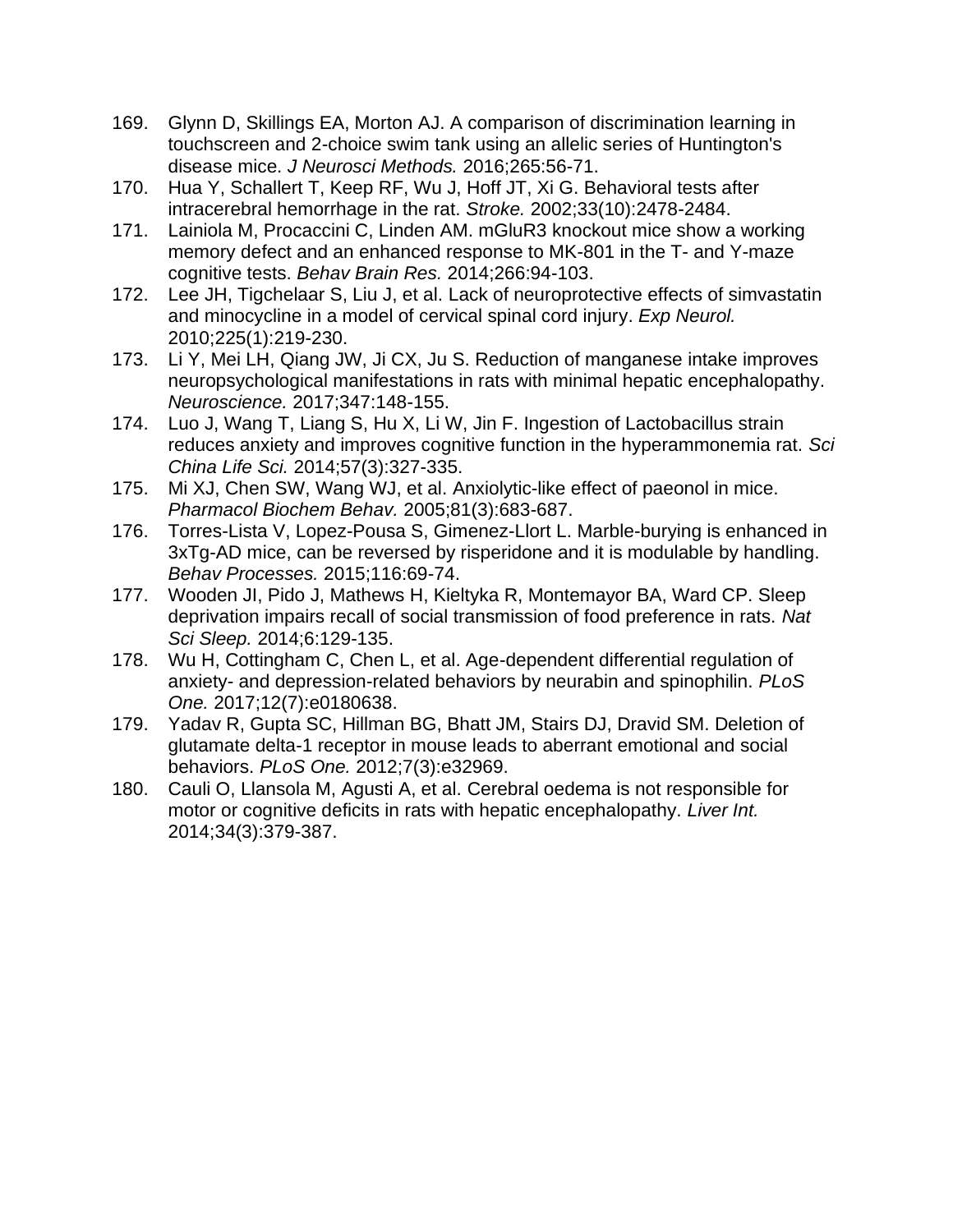169. Glynn D, Skillings EA, Morton AJ. A comparison of discrimination learning in touchscreen and 2-choice swim tank using an allelic series of Huntington's disease mice. *J Neurosci Methods.* 2016;265:56-71.
170. Hua Y, Schallert T, Keep RF, Wu J, Hoff JT, Xi G. Behavioral tests after intracerebral hemorrhage in the rat. *Stroke.* 2002;33(10):2478-2484.
171. Lainiola M, Procaccini C, Linden AM. mGluR3 knockout mice show a working memory defect and an enhanced response to MK-801 in the T- and Y-maze cognitive tests. *Behav Brain Res.* 2014;266:94-103.
172. Lee JH, Tigchelaar S, Liu J, et al. Lack of neuroprotective effects of simvastatin and minocycline in a model of cervical spinal cord injury. *Exp Neurol.* 2010;225(1):219-230.
173. Li Y, Mei LH, Qiang JW, Ji CX, Ju S. Reduction of manganese intake improves neuropsychological manifestations in rats with minimal hepatic encephalopathy. *Neuroscience.* 2017;347:148-155.
174. Luo J, Wang T, Liang S, Hu X, Li W, Jin F. Ingestion of Lactobacillus strain reduces anxiety and improves cognitive function in the hyperammonemia rat. *Sci China Life Sci.* 2014;57(3):327-335.
175. Mi XJ, Chen SW, Wang WJ, et al. Anxiolytic-like effect of paeonol in mice. *Pharmacol Biochem Behav.* 2005;81(3):683-687.
176. Torres-Lista V, Lopez-Pousa S, Gimenez-Llort L. Marble-burying is enhanced in 3xTg-AD mice, can be reversed by risperidone and it is modulable by handling. *Behav Processes.* 2015;116:69-74.
177. Wooden JI, Pido J, Mathews H, Kieltyka R, Montemayor BA, Ward CP. Sleep deprivation impairs recall of social transmission of food preference in rats. *Nat Sci Sleep.* 2014;6:129-135.
178. Wu H, Cottingham C, Chen L, et al. Age-dependent differential regulation of anxiety- and depression-related behaviors by neurabin and spinophilin. *PLoS One.* 2017;12(7):e0180638.
179. Yadav R, Gupta SC, Hillman BG, Bhatt JM, Stairs DJ, Dravid SM. Deletion of glutamate delta-1 receptor in mouse leads to aberrant emotional and social behaviors. *PLoS One.* 2012;7(3):e32969.
180. Cauli O, Llansola M, Agusti A, et al. Cerebral oedema is not responsible for motor or cognitive deficits in rats with hepatic encephalopathy. *Liver Int.* 2014;34(3):379-387.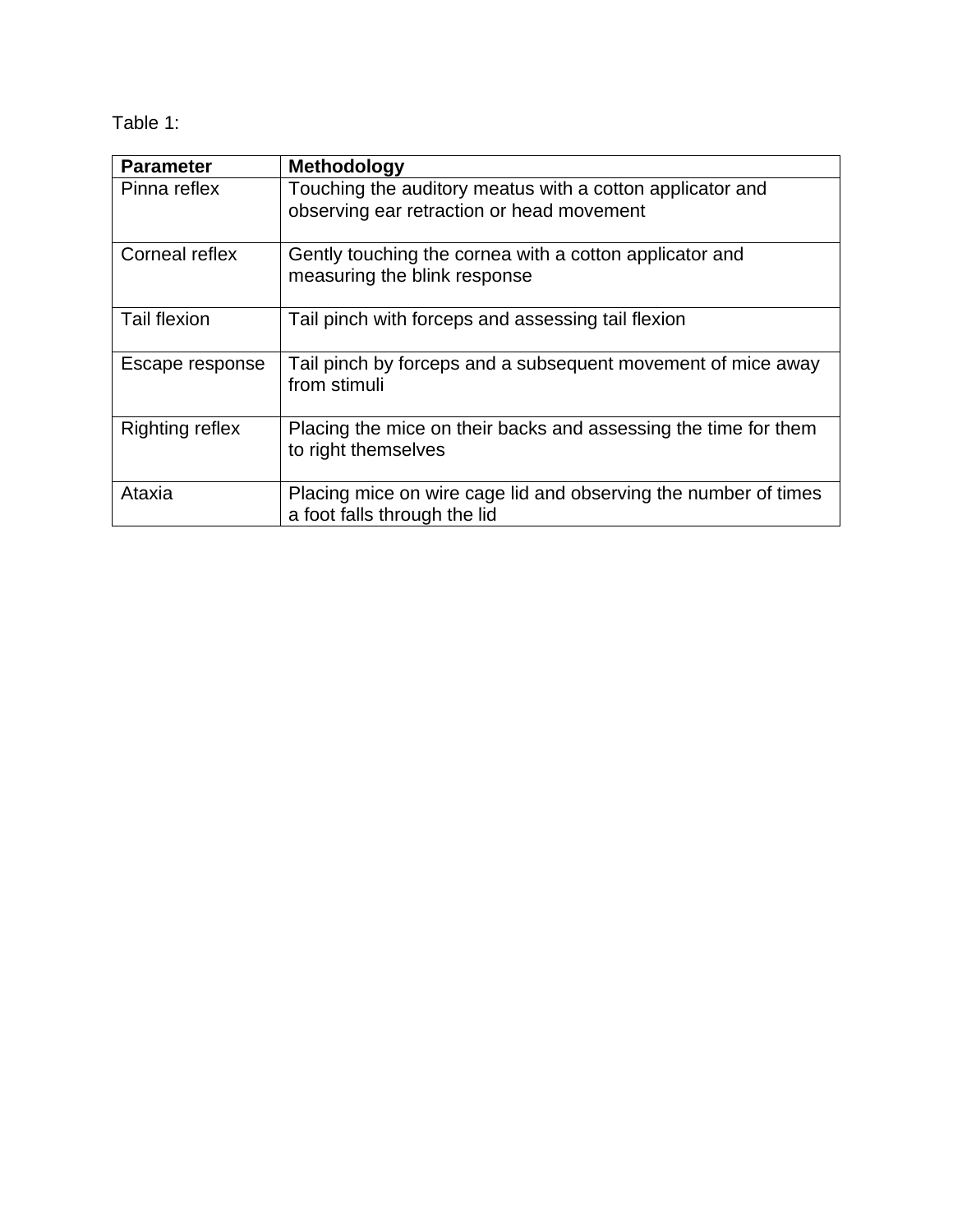Table 1:

| **Parameter** | **Methodology** |
| --- | --- |
| Pinna reflex | Touching the auditory meatus with a cotton applicator and observing ear retraction or head movement |
| Corneal reflex | Gently touching the cornea with a cotton applicator and measuring the blink response |
| Tail flexion | Tail pinch with forceps and assessing tail flexion |
| Escape response | Tail pinch by forceps and a subsequent movement of mice away from stimuli |
| Righting reflex | Placing the mice on their backs and assessing the time for them to right themselves |
| Ataxia | Placing mice on wire cage lid and observing the number of times a foot falls through the lid |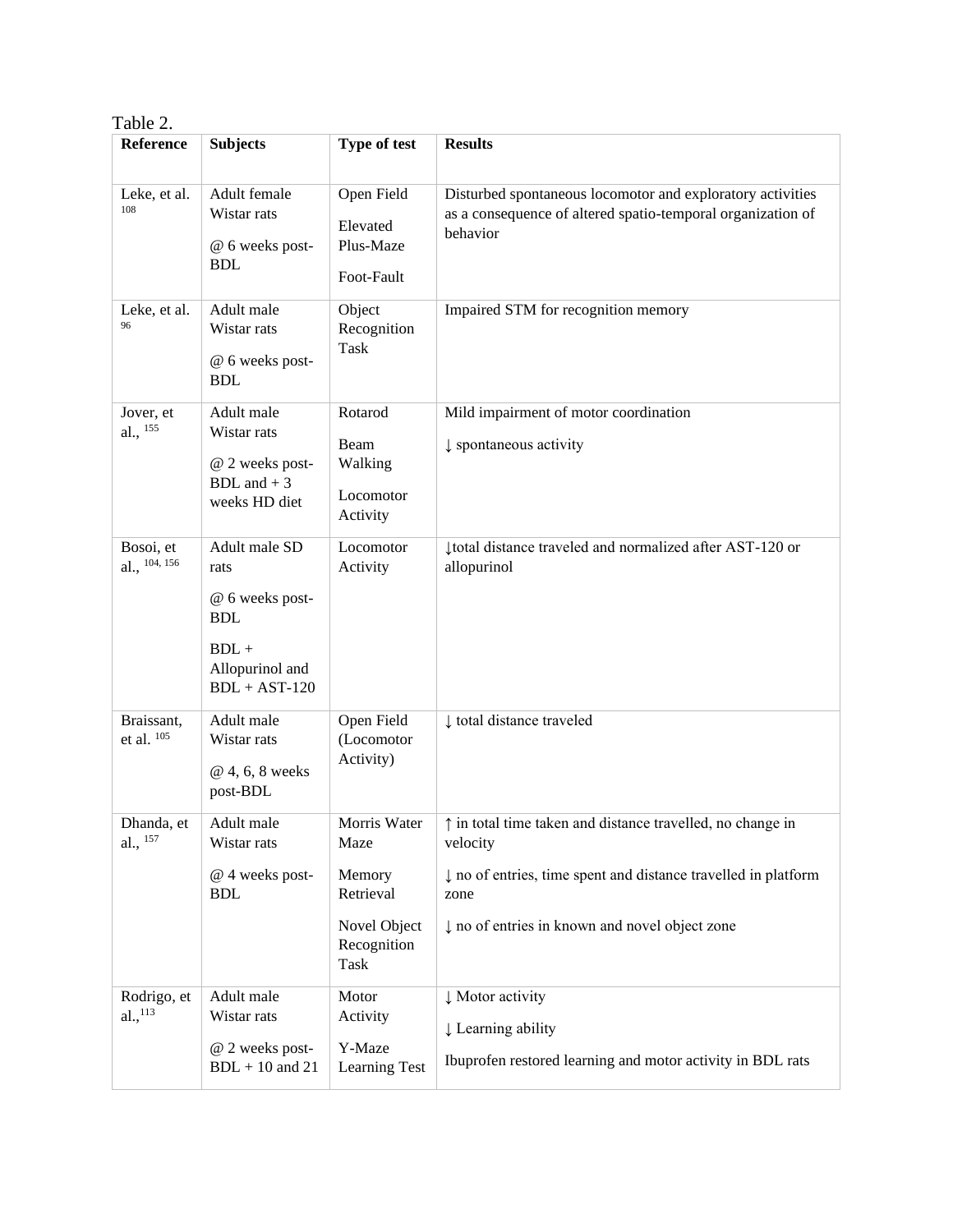Table 2.

| Reference | Subjects | Type of test | Results |
|---|---|---|---|
| Leke, et al. [108] | Adult female Wistar rats<br><br>@ 6 weeks post-BDL | Open Field<br><br>Elevated Plus-Maze<br><br>Foot-Fault | Disturbed spontaneous locomotor and exploratory activities as a consequence of altered spatio-temporal organization of behavior |
| Leke, et al. [96] | Adult male Wistar rats<br><br>@ 6 weeks post-BDL | Object Recognition Task | Impaired STM for recognition memory |
| Jover, et al., [155] | Adult male Wistar rats<br><br>@ 2 weeks post-BDL and + 3 weeks HD diet | Rotarod<br><br>Beam Walking<br><br>Locomotor Activity | Mild impairment of motor coordination<br><br>↓ spontaneous activity |
| Bosoi, et al., [104, 156] | Adult male SD rats<br><br>@ 6 weeks post-BDL<br><br>BDL + Allopurinol and BDL + AST-120 | Locomotor Activity | ↓total distance traveled and normalized after AST-120 or allopurinol |
| Braissant, et al. [105] | Adult male Wistar rats<br><br>@ 4, 6, 8 weeks post-BDL | Open Field (Locomotor Activity) | ↓ total distance traveled |
| Dhanda, et al., [157] | Adult male Wistar rats<br><br>@ 4 weeks post-BDL | Morris Water Maze<br><br>Memory Retrieval<br><br>Novel Object Recognition Task | ↑ in total time taken and distance travelled, no change in velocity<br><br>↓ no of entries, time spent and distance travelled in platform zone<br><br>↓ no of entries in known and novel object zone |
| Rodrigo, et al., [113] | Adult male Wistar rats<br><br>@ 2 weeks post-BDL + 10 and 21 | Motor Activity<br><br>Y-Maze Learning Test | ↓ Motor activity<br><br>↓ Learning ability<br><br>Ibuprofen restored learning and motor activity in BDL rats |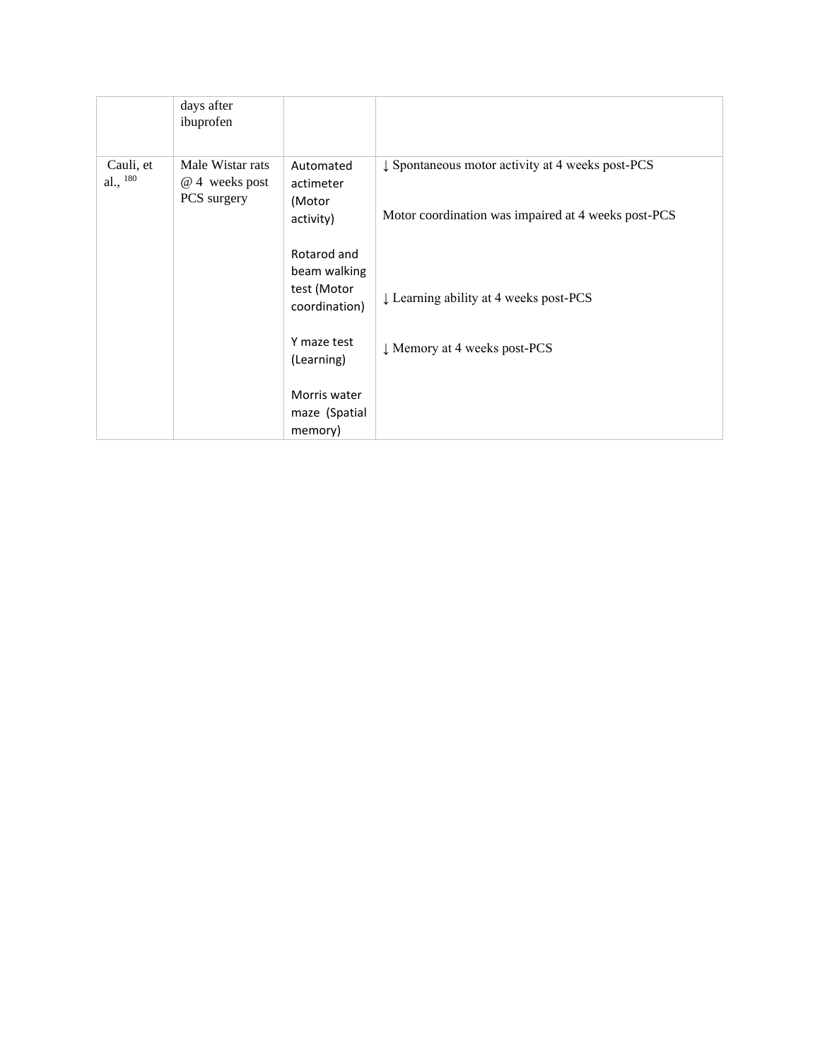| | | | |
|---|---|---|---|
| | days after ibuprofen | | |
| Cauli, et al., [180] | Male Wistar rats @ 4 weeks post PCS surgery | Automated actimeter (Motor activity)<br><br>Rotarod and beam walking test (Motor coordination)<br><br>Y maze test (Learning)<br><br>Morris water maze (Spatial memory) | ↓ Spontaneous motor activity at 4 weeks post-PCS<br><br>Motor coordination was impaired at 4 weeks post-PCS<br><br>↓ Learning ability at 4 weeks post-PCS<br><br>↓ Memory at 4 weeks post-PCS |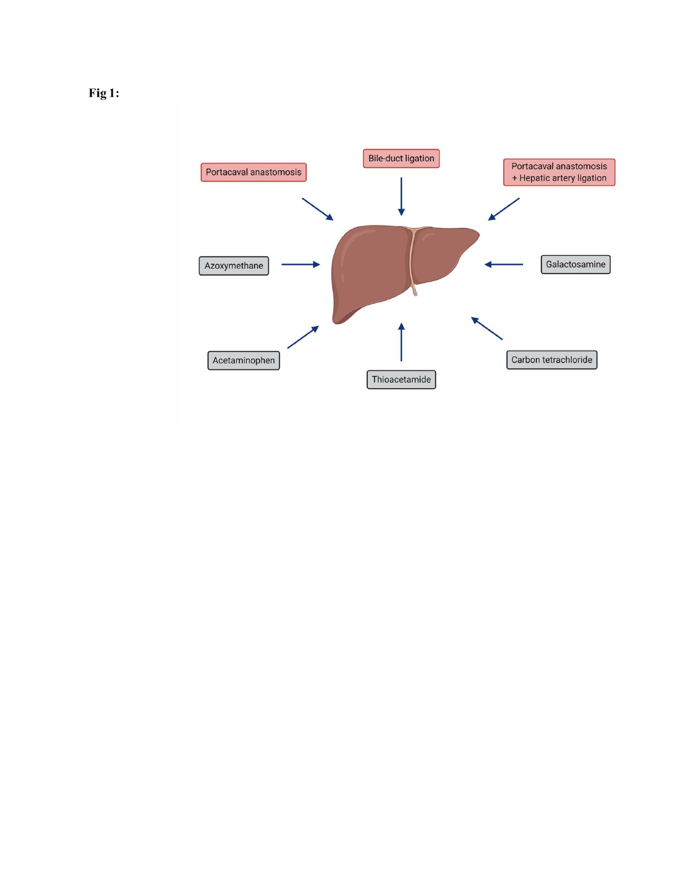**Fig 1:**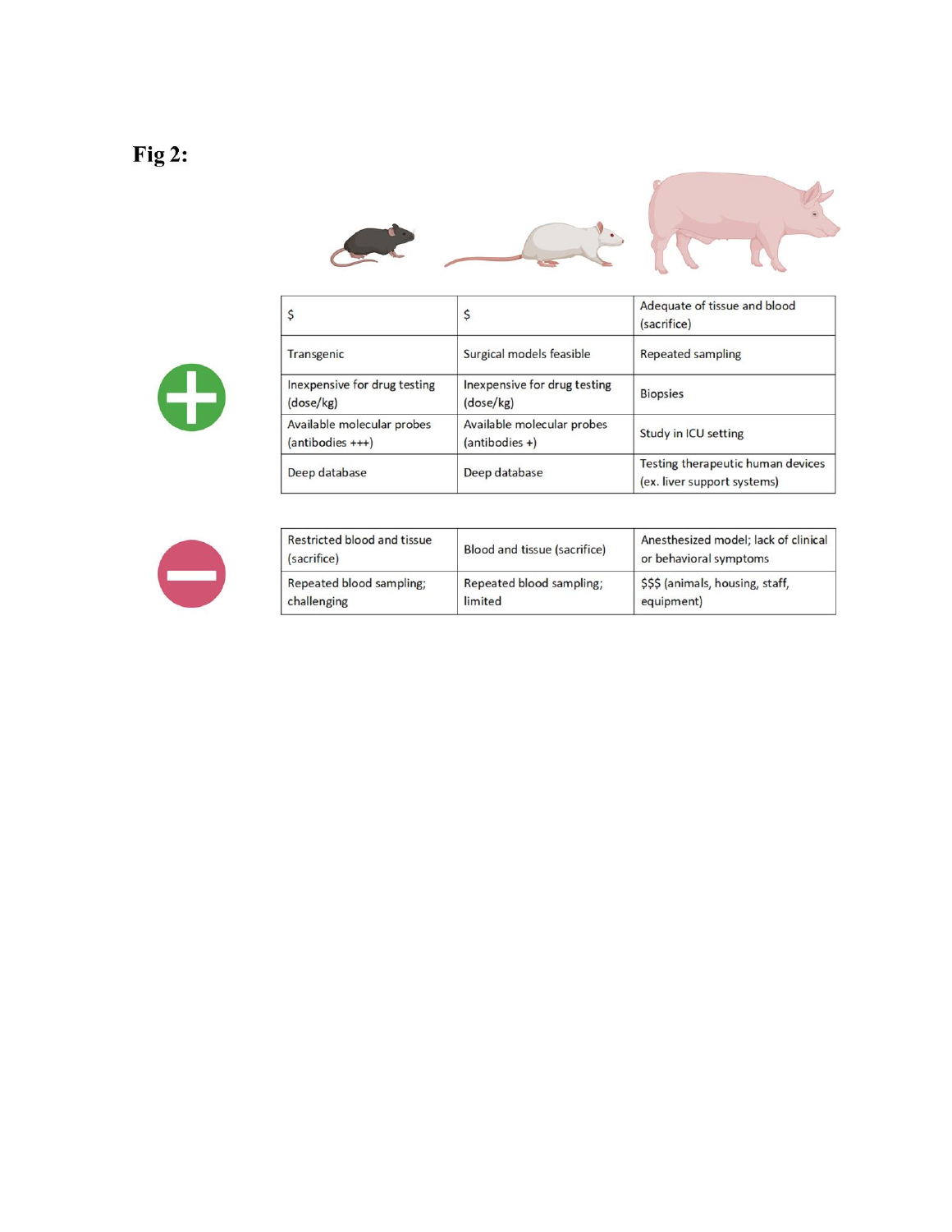**Fig 2:**

| | | |
|---|---|---|
| $ | $ | Adequate of tissue and blood (sacrifice) |
| Transgenic | Surgical models feasible | Repeated sampling |
| Inexpensive for drug testing (dose/kg) | Inexpensive for drug testing (dose/kg) | Biopsies |
| Available molecular probes (antibodies +++) | Available molecular probes (antibodies +) | Study in ICU setting |
| Deep database | Deep database | Testing therapeutic human devices (ex. liver support systems) |

| | | |
|---|---|---|
| Restricted blood and tissue (sacrifice) | Blood and tissue (sacrifice) | Anesthesized model; lack of clinical or behavioral symptoms |
| Repeated blood sampling; challenging | Repeated blood sampling; limited | $$$ (animals, housing, staff, equipment) |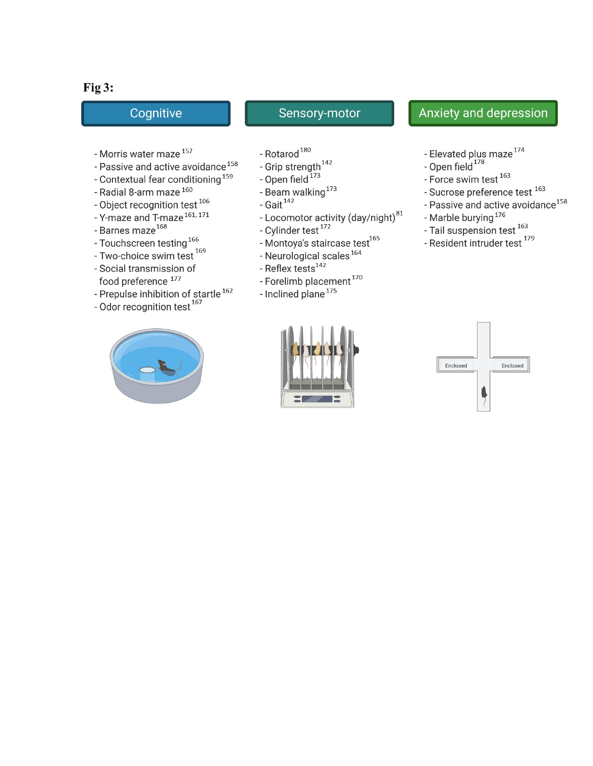**Fig 3:**

### Cognitive

- Morris water maze [157]
- Passive and active avoidance [158]
- Contextual fear conditioning [159]
- Radial 8-arm maze [160]
- Object recognition test [106]
- Y-maze and T-maze [161, 171]
- Barnes maze [168]
- Touchscreen testing [166]
- Two-choice swim test [169]
- Social transmission of food preference [177]
- Prepulse inhibition of startle [162]
- Odor recognition test [167]

### Sensory-motor

- Rotarod [180]
- Grip strength [142]
- Open field [173]
- Beam walking [173]
- Gait [142]
- Locomotor activity (day/night) [81]
- Cylinder test [172]
- Montoya's staircase test [165]
- Neurological scales [164]
- Reflex tests [142]
- Forelimb placement [170]
- Inclined plane [175]

### Anxiety and depression

- Elevated plus maze [174]
- Open field [178]
- Force swim test [163]
- Sucrose preference test [163]
- Passive and active avoidance [158]
- Marble burying [176]
- Tail suspension test [163]
- Resident intruder test [179]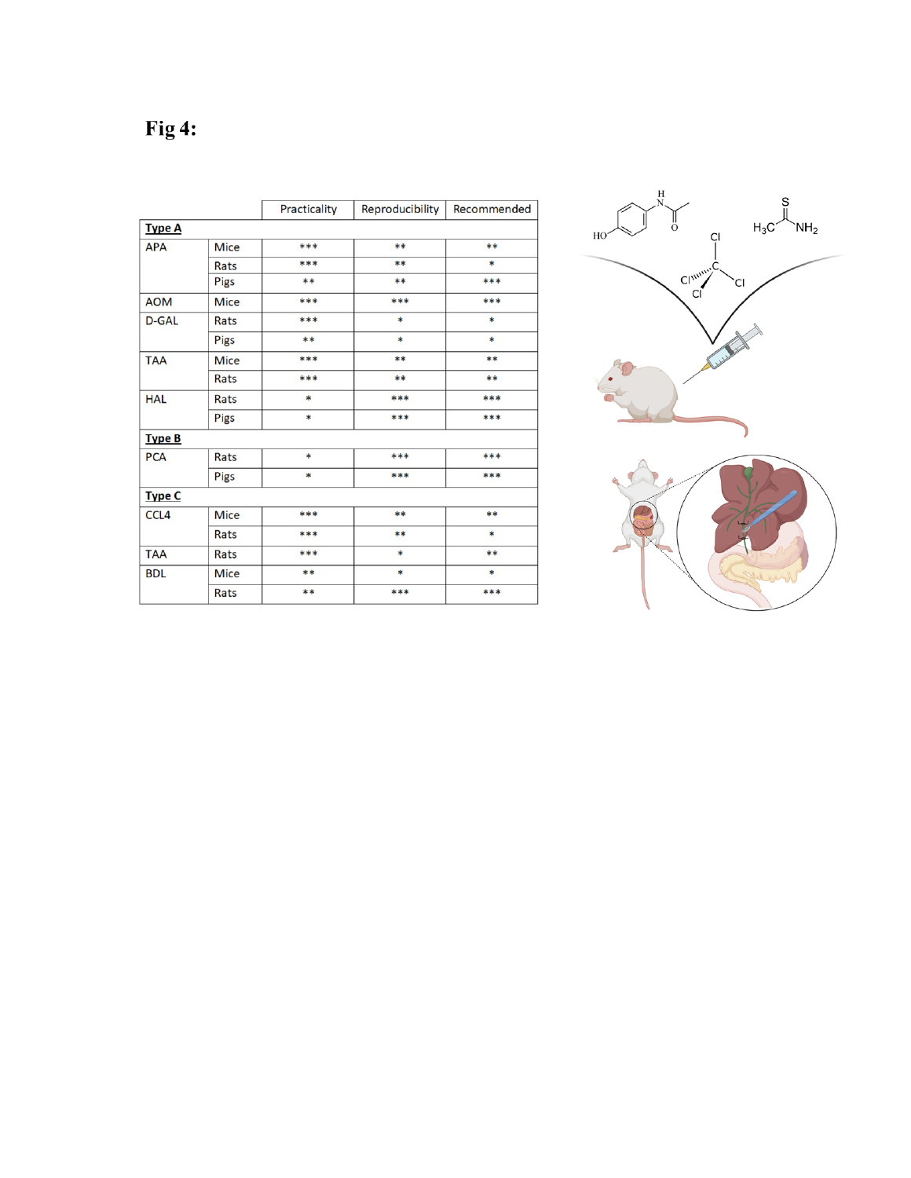# Fig 4:

| | | Practicality | Reproducibility | Recommended |
|---|---|---|---|---|
| **Type A** | | | | |
| APA | Mice | *** | ** | ** |
| | Rats | *** | ** | * |
| | Pigs | ** | ** | *** |
| AOM | Mice | *** | *** | *** |
| D-GAL | Rats | *** | * | * |
| | Pigs | ** | * | * |
| TAA | Mice | *** | ** | ** |
| | Rats | *** | ** | ** |
| HAL | Rats | * | *** | *** |
| | Pigs | * | *** | *** |
| **Type B** | | | | |
| PCA | Rats | * | *** | *** |
| | Pigs | * | *** | *** |
| **Type C** | | | | |
| CCL4 | Mice | *** | ** | ** |
| | Rats | *** | ** | * |
| TAA | Rats | *** | * | ** |
| BDL | Mice | ** | * | * |
| | Rats | ** | *** | *** |